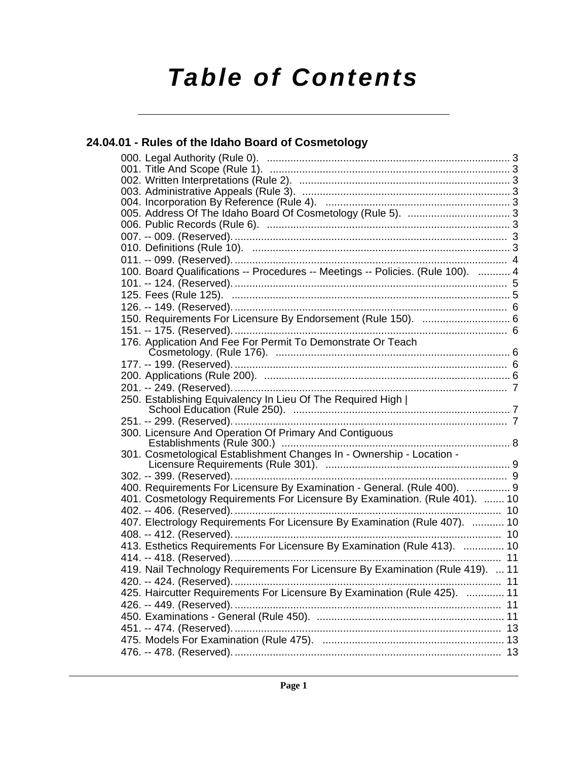# Table of Contents

## 24.04.01 - Rules of the Idaho Board of Cosmetology

000. Legal Authority (Rule 0). ... 3
001. Title And Scope (Rule 1). ... 3
002. Written Interpretations (Rule 2). ... 3
003. Administrative Appeals (Rule 3). ... 3
004. Incorporation By Reference (Rule 4). ... 3
005. Address Of The Idaho Board Of Cosmetology (Rule 5). ... 3
006. Public Records (Rule 6). ... 3
007. -- 009. (Reserved). ... 3
010. Definitions (Rule 10). ... 3
011. -- 099. (Reserved). ... 4
100. Board Qualifications -- Procedures -- Meetings -- Policies. (Rule 100). ... 4
101. -- 124. (Reserved). ... 5
125. Fees (Rule 125). ... 5
126. -- 149. (Reserved). ... 6
150. Requirements For Licensure By Endorsement (Rule 150). ... 6
151. -- 175. (Reserved). ... 6
176. Application And Fee For Permit To Demonstrate Or Teach Cosmetology. (Rule 176). ... 6
177. -- 199. (Reserved). ... 6
200. Applications (Rule 200). ... 6
201. -- 249. (Reserved). ... 7
250. Establishing Equivalency In Lieu Of The Required High | School Education (Rule 250). ... 7
251. -- 299. (Reserved). ... 7
300. Licensure And Operation Of Primary And Contiguous Establishments (Rule 300.) ... 8
301. Cosmetological Establishment Changes In - Ownership - Location - Licensure Requirements (Rule 301). ... 9
302. -- 399. (Reserved). ... 9
400. Requirements For Licensure By Examination - General. (Rule 400). ... 9
401. Cosmetology Requirements For Licensure By Examination. (Rule 401). ... 10
402. -- 406. (Reserved). ... 10
407. Electrology Requirements For Licensure By Examination (Rule 407). ... 10
408. -- 412. (Reserved). ... 10
413. Esthetics Requirements For Licensure By Examination (Rule 413). ... 10
414. -- 418. (Reserved). ... 11
419. Nail Technology Requirements For Licensure By Examination (Rule 419). ... 11
420. -- 424. (Reserved). ... 11
425. Haircutter Requirements For Licensure By Examination (Rule 425). ... 11
426. -- 449. (Reserved). ... 11
450. Examinations - General (Rule 450). ... 11
451. -- 474. (Reserved). ... 13
475. Models For Examination (Rule 475). ... 13
476. -- 478. (Reserved). ... 13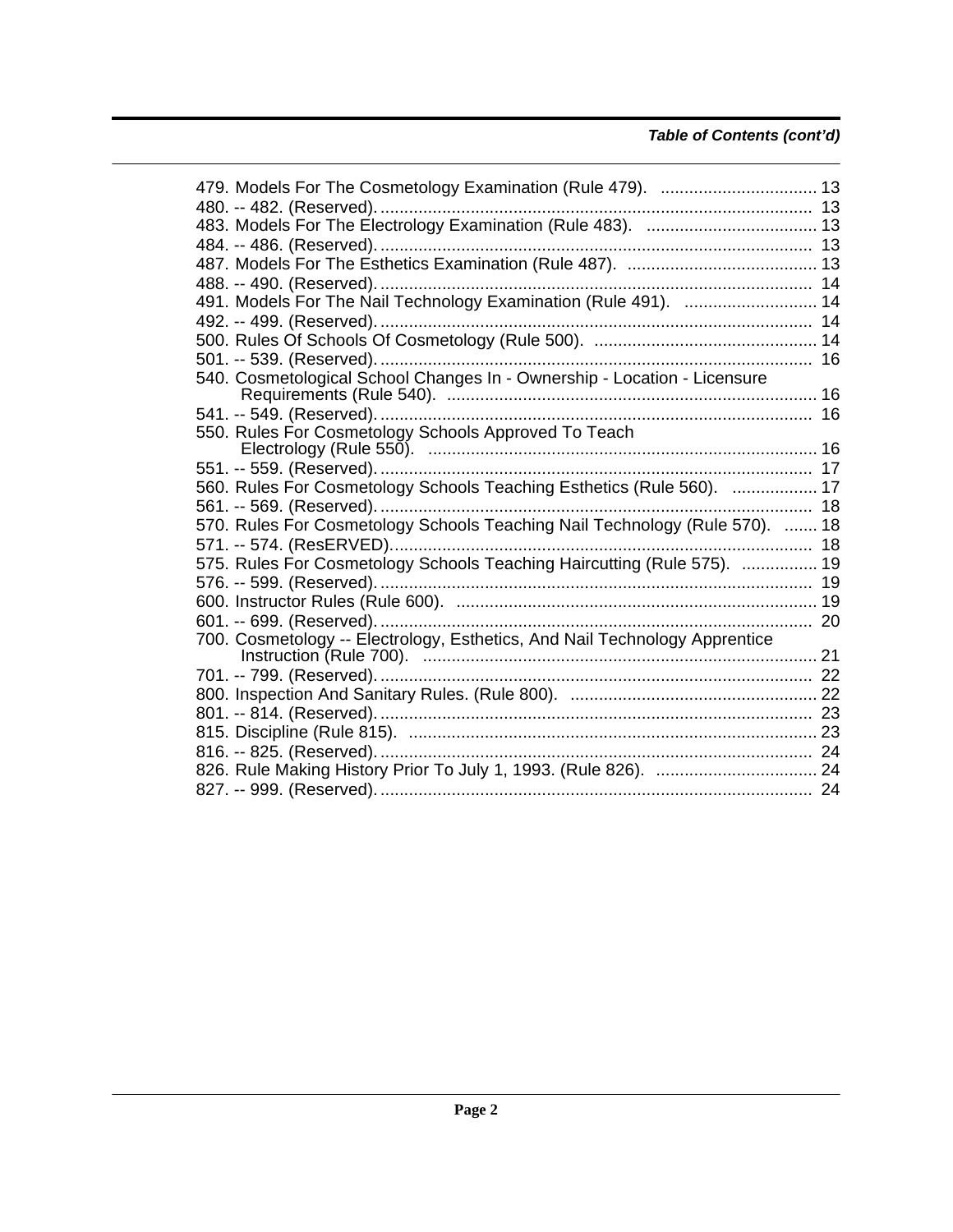*Table of Contents (cont'd)*

479. Models For The Cosmetology Examination (Rule 479). ................................ 13
480. -- 482. (Reserved). ................................................................................ 13
483. Models For The Electrology Examination (Rule 483). ................................ 13
484. -- 486. (Reserved). ................................................................................ 13
487. Models For The Esthetics Examination (Rule 487). ................................ 13
488. -- 490. (Reserved). ................................................................................ 14
491. Models For The Nail Technology Examination (Rule 491). ........................ 14
492. -- 499. (Reserved). ................................................................................ 14
500. Rules Of Schools Of Cosmetology (Rule 500). ............................................ 14
501. -- 539. (Reserved). ................................................................................ 16
540. Cosmetological School Changes In - Ownership - Location - Licensure Requirements (Rule 540). ............................................................ 16
541. -- 549. (Reserved). ................................................................................ 16
550. Rules For Cosmetology Schools Approved To Teach Electrology (Rule 550). ................................................................ 16
551. -- 559. (Reserved). ................................................................................ 17
560. Rules For Cosmetology Schools Teaching Esthetics (Rule 560). .................. 17
561. -- 569. (Reserved). ................................................................................ 18
570. Rules For Cosmetology Schools Teaching Nail Technology (Rule 570). ....... 18
571. -- 574. (ResERVED). ............................................................................ 18
575. Rules For Cosmetology Schools Teaching Haircutting (Rule 575). ................ 19
576. -- 599. (Reserved). ................................................................................ 19
600. Instructor Rules (Rule 600). ........................................................................ 19
601. -- 699. (Reserved). ................................................................................ 20
700. Cosmetology -- Electrology, Esthetics, And Nail Technology Apprentice Instruction (Rule 700). ...................................................................... 21
701. -- 799. (Reserved). ................................................................................ 22
800. Inspection And Sanitary Rules. (Rule 800). .................................................. 22
801. -- 814. (Reserved). ................................................................................ 23
815. Discipline (Rule 815). .................................................................................. 23
816. -- 825. (Reserved). ................................................................................ 24
826. Rule Making History Prior To July 1, 1993. (Rule 826). .................................. 24
827. -- 999. (Reserved). ................................................................................ 24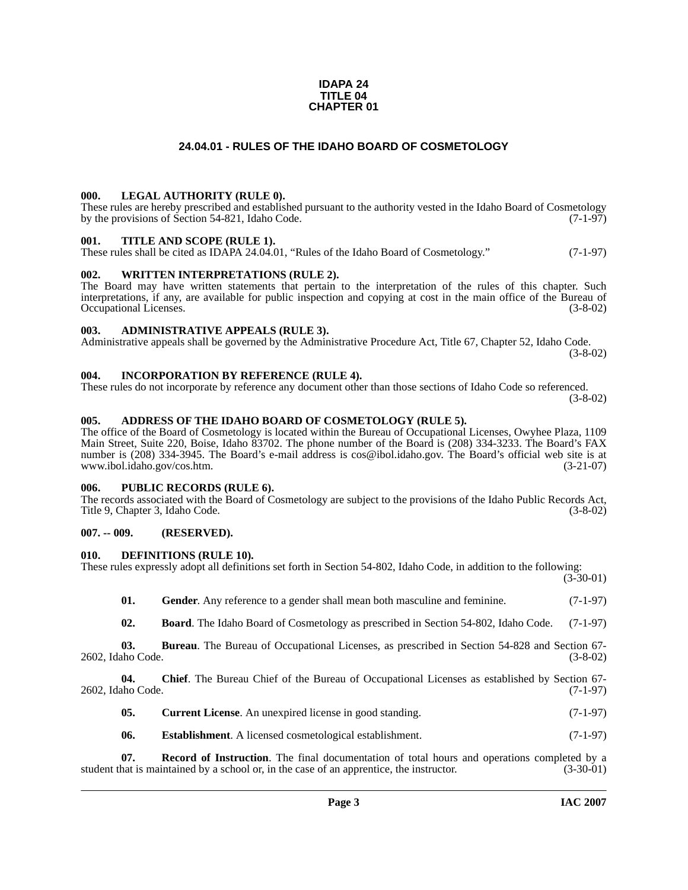**IDAPA 24**
**TITLE 04**
**CHAPTER 01**

# 24.04.01 - RULES OF THE IDAHO BOARD OF COSMETOLOGY

### 000. LEGAL AUTHORITY (RULE 0).

These rules are hereby prescribed and established pursuant to the authority vested in the Idaho Board of Cosmetology by the provisions of Section 54-821, Idaho Code. (7-1-97)

### 001. TITLE AND SCOPE (RULE 1).

These rules shall be cited as IDAPA 24.04.01, "Rules of the Idaho Board of Cosmetology." (7-1-97)

### 002. WRITTEN INTERPRETATIONS (RULE 2).

The Board may have written statements that pertain to the interpretation of the rules of this chapter. Such interpretations, if any, are available for public inspection and copying at cost in the main office of the Bureau of Occupational Licenses. (3-8-02)

### 003. ADMINISTRATIVE APPEALS (RULE 3).

Administrative appeals shall be governed by the Administrative Procedure Act, Title 67, Chapter 52, Idaho Code. (3-8-02)

### 004. INCORPORATION BY REFERENCE (RULE 4).

These rules do not incorporate by reference any document other than those sections of Idaho Code so referenced. (3-8-02)

### 005. ADDRESS OF THE IDAHO BOARD OF COSMETOLOGY (RULE 5).

The office of the Board of Cosmetology is located within the Bureau of Occupational Licenses, Owyhee Plaza, 1109 Main Street, Suite 220, Boise, Idaho 83702. The phone number of the Board is (208) 334-3233. The Board's FAX number is (208) 334-3945. The Board's e-mail address is cos@ibol.idaho.gov. The Board's official web site is at www.ibol.idaho.gov/cos.htm. (3-21-07)

### 006. PUBLIC RECORDS (RULE 6).

The records associated with the Board of Cosmetology are subject to the provisions of the Idaho Public Records Act, Title 9, Chapter 3, Idaho Code. (3-8-02)

### 007. -- 009. (RESERVED).

### 010. DEFINITIONS (RULE 10).

These rules expressly adopt all definitions set forth in Section 54-802, Idaho Code, in addition to the following: (3-30-01)

**01. Gender**. Any reference to a gender shall mean both masculine and feminine. (7-1-97)

**02. Board**. The Idaho Board of Cosmetology as prescribed in Section 54-802, Idaho Code. (7-1-97)

**03. Bureau**. The Bureau of Occupational Licenses, as prescribed in Section 54-828 and Section 67-2602, Idaho Code. (3-8-02)

**04. Chief**. The Bureau Chief of the Bureau of Occupational Licenses as established by Section 67-2602, Idaho Code. (7-1-97)

**05. Current License**. An unexpired license in good standing. (7-1-97)

**06. Establishment**. A licensed cosmetological establishment. (7-1-97)

**07. Record of Instruction**. The final documentation of total hours and operations completed by a student that is maintained by a school or, in the case of an apprentice, the instructor. (3-30-01)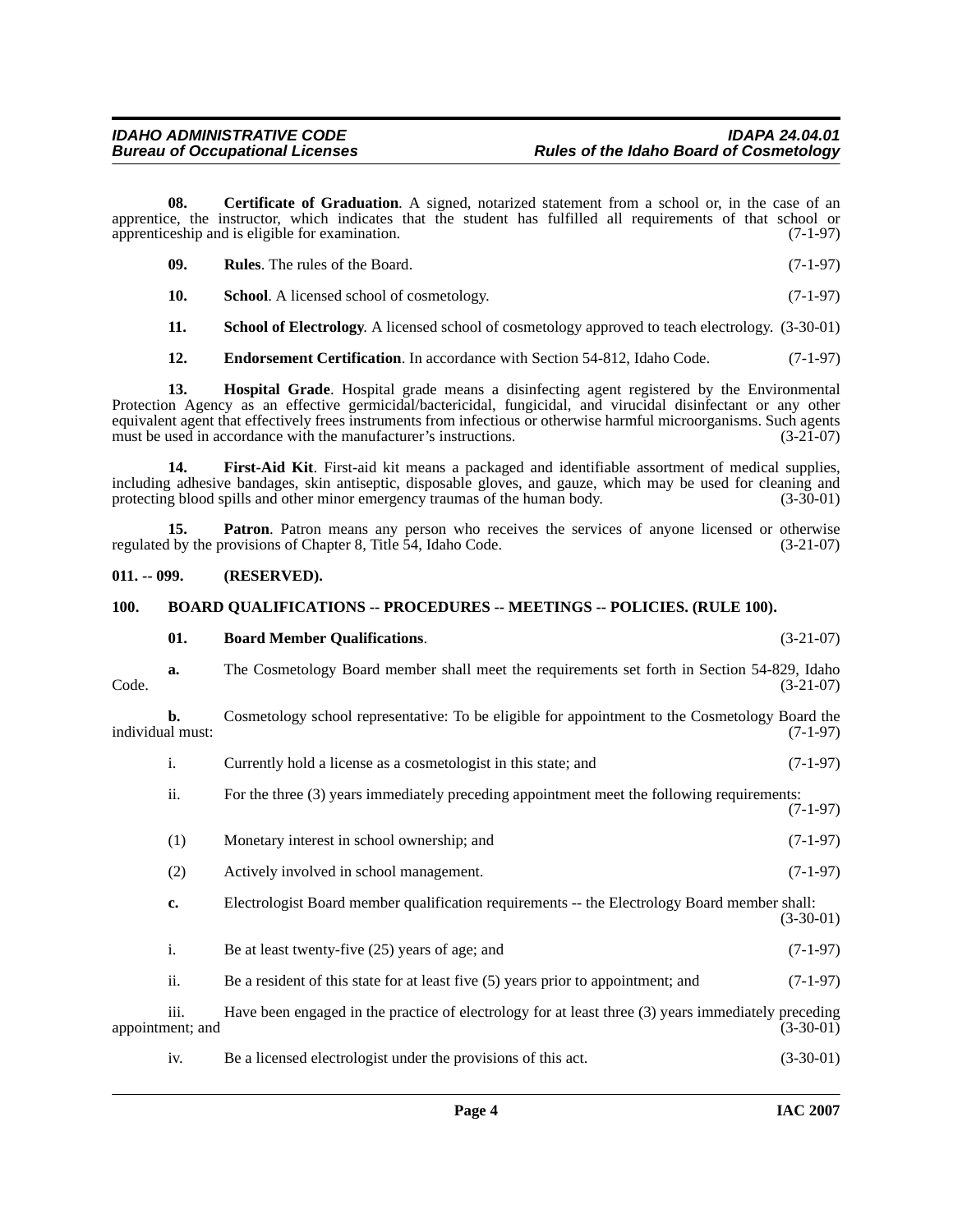**08. Certificate of Graduation**. A signed, notarized statement from a school or, in the case of an apprentice, the instructor, which indicates that the student has fulfilled all requirements of that school or apprenticeship and is eligible for examination. (7-1-97)

**09. Rules**. The rules of the Board. (7-1-97)

**10. School**. A licensed school of cosmetology. (7-1-97)

**11. School of Electrology**. A licensed school of cosmetology approved to teach electrology. (3-30-01)

**12. Endorsement Certification**. In accordance with Section 54-812, Idaho Code. (7-1-97)

**13. Hospital Grade**. Hospital grade means a disinfecting agent registered by the Environmental Protection Agency as an effective germicidal/bactericidal, fungicidal, and virucidal disinfectant or any other equivalent agent that effectively frees instruments from infectious or otherwise harmful microorganisms. Such agents must be used in accordance with the manufacturer's instructions. (3-21-07)

**14. First-Aid Kit**. First-aid kit means a packaged and identifiable assortment of medical supplies, including adhesive bandages, skin antiseptic, disposable gloves, and gauze, which may be used for cleaning and protecting blood spills and other minor emergency traumas of the human body. (3-30-01)

**15. Patron**. Patron means any person who receives the services of anyone licensed or otherwise regulated by the provisions of Chapter 8, Title 54, Idaho Code. (3-21-07)

## 011. -- 099. (RESERVED).

## 100. BOARD QUALIFICATIONS -- PROCEDURES -- MEETINGS -- POLICIES. (RULE 100).

**01. Board Member Qualifications**. (3-21-07)

**a.** The Cosmetology Board member shall meet the requirements set forth in Section 54-829, Idaho Code. (3-21-07)

**b.** Cosmetology school representative: To be eligible for appointment to the Cosmetology Board the individual must: (7-1-97)

i. Currently hold a license as a cosmetologist in this state; and (7-1-97)

ii. For the three (3) years immediately preceding appointment meet the following requirements: (7-1-97)

(1) Monetary interest in school ownership; and (7-1-97)

(2) Actively involved in school management. (7-1-97)

**c.** Electrologist Board member qualification requirements -- the Electrology Board member shall: (3-30-01)

i. Be at least twenty-five (25) years of age; and (7-1-97)

ii. Be a resident of this state for at least five (5) years prior to appointment; and (7-1-97)

iii. Have been engaged in the practice of electrology for at least three (3) years immediately preceding appointment; and (3-30-01)

iv. Be a licensed electrologist under the provisions of this act. (3-30-01)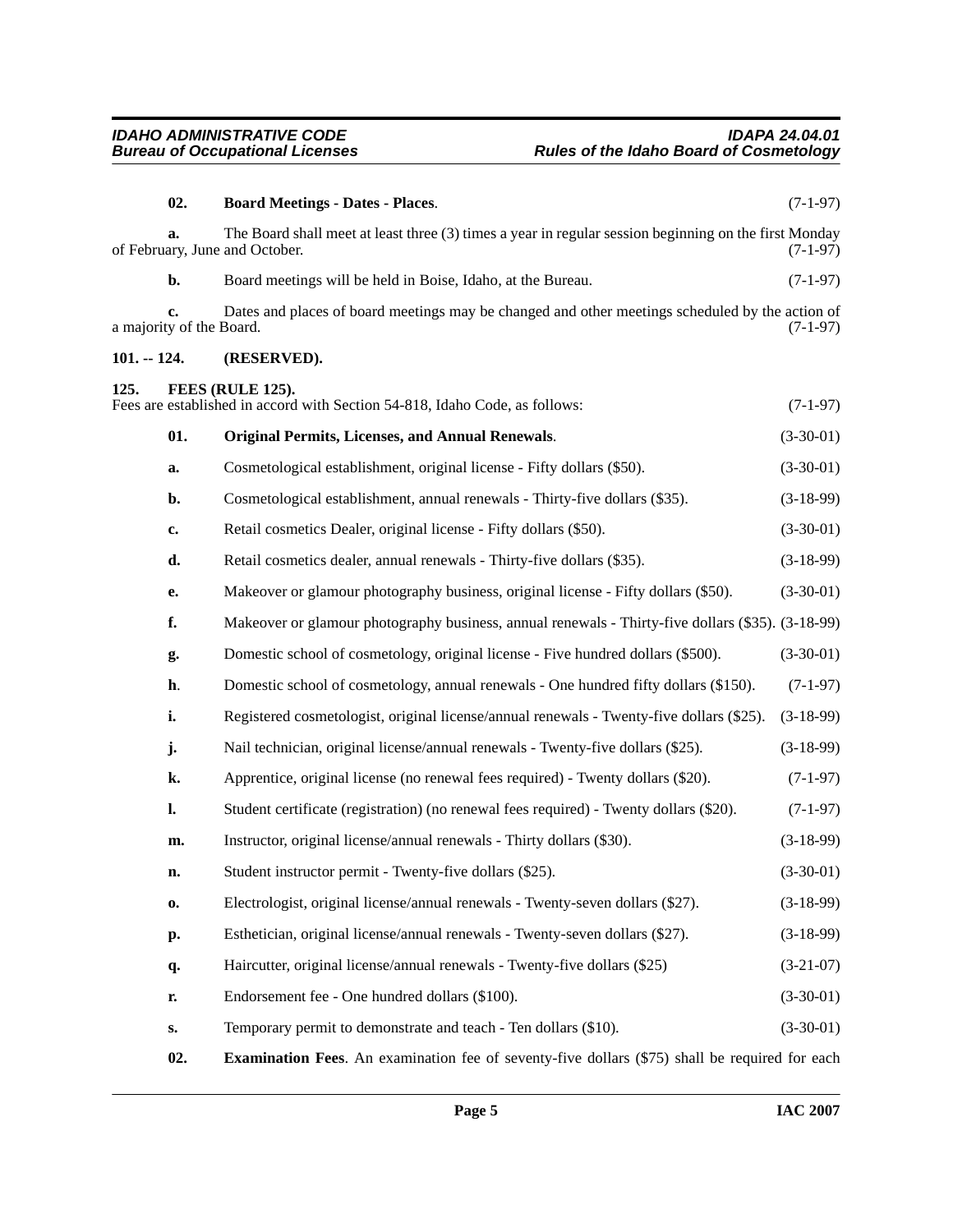**02. Board Meetings - Dates - Places**. (7-1-97)

**a.** The Board shall meet at least three (3) times a year in regular session beginning on the first Monday of February, June and October. (7-1-97)

**b.** Board meetings will be held in Boise, Idaho, at the Bureau. (7-1-97)

**c.** Dates and places of board meetings may be changed and other meetings scheduled by the action of a majority of the Board. (7-1-97)

## 101. -- 124. (RESERVED).

## 125. FEES (RULE 125).

Fees are established in accord with Section 54-818, Idaho Code, as follows: (7-1-97)

**01. Original Permits, Licenses, and Annual Renewals**. (3-30-01)

**a.** Cosmetological establishment, original license - Fifty dollars ($50). (3-30-01)

**b.** Cosmetological establishment, annual renewals - Thirty-five dollars ($35). (3-18-99)

**c.** Retail cosmetics Dealer, original license - Fifty dollars ($50). (3-30-01)

**d.** Retail cosmetics dealer, annual renewals - Thirty-five dollars ($35). (3-18-99)

**e.** Makeover or glamour photography business, original license - Fifty dollars ($50). (3-30-01)

**f.** Makeover or glamour photography business, annual renewals - Thirty-five dollars ($35). (3-18-99)

**g.** Domestic school of cosmetology, original license - Five hundred dollars ($500). (3-30-01)

**h.** Domestic school of cosmetology, annual renewals - One hundred fifty dollars ($150). (7-1-97)

**i.** Registered cosmetologist, original license/annual renewals - Twenty-five dollars ($25). (3-18-99)

**j.** Nail technician, original license/annual renewals - Twenty-five dollars ($25). (3-18-99)

**k.** Apprentice, original license (no renewal fees required) - Twenty dollars ($20). (7-1-97)

**l.** Student certificate (registration) (no renewal fees required) - Twenty dollars ($20). (7-1-97)

**m.** Instructor, original license/annual renewals - Thirty dollars ($30). (3-18-99)

**n.** Student instructor permit - Twenty-five dollars ($25). (3-30-01)

**o.** Electrologist, original license/annual renewals - Twenty-seven dollars ($27). (3-18-99)

**p.** Esthetician, original license/annual renewals - Twenty-seven dollars ($27). (3-18-99)

**q.** Haircutter, original license/annual renewals - Twenty-five dollars ($25) (3-21-07)

**r.** Endorsement fee - One hundred dollars ($100). (3-30-01)

**s.** Temporary permit to demonstrate and teach - Ten dollars ($10). (3-30-01)

**02. Examination Fees**. An examination fee of seventy-five dollars ($75) shall be required for each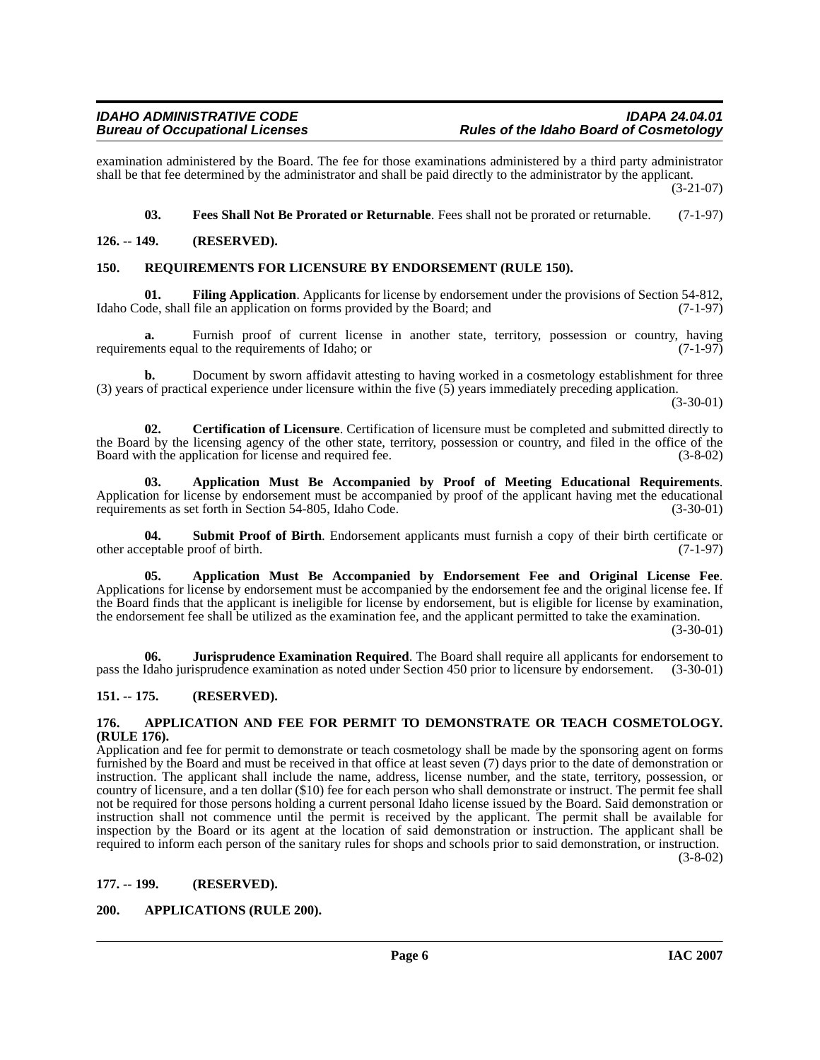examination administered by the Board. The fee for those examinations administered by a third party administrator shall be that fee determined by the administrator and shall be paid directly to the administrator by the applicant. (3-21-07)

**03. Fees Shall Not Be Prorated or Returnable**. Fees shall not be prorated or returnable. (7-1-97)

## 126. -- 149. (RESERVED).

## 150. REQUIREMENTS FOR LICENSURE BY ENDORSEMENT (RULE 150).

**01. Filing Application**. Applicants for license by endorsement under the provisions of Section 54-812, Idaho Code, shall file an application on forms provided by the Board; and (7-1-97)

**a.** Furnish proof of current license in another state, territory, possession or country, having requirements equal to the requirements of Idaho; or (7-1-97)

**b.** Document by sworn affidavit attesting to having worked in a cosmetology establishment for three (3) years of practical experience under licensure within the five (5) years immediately preceding application. (3-30-01)

**02. Certification of Licensure**. Certification of licensure must be completed and submitted directly to the Board by the licensing agency of the other state, territory, possession or country, and filed in the office of the Board with the application for license and required fee. (3-8-02)

**03. Application Must Be Accompanied by Proof of Meeting Educational Requirements**. Application for license by endorsement must be accompanied by proof of the applicant having met the educational requirements as set forth in Section 54-805, Idaho Code. (3-30-01)

**04. Submit Proof of Birth**. Endorsement applicants must furnish a copy of their birth certificate or other acceptable proof of birth. (7-1-97)

**05. Application Must Be Accompanied by Endorsement Fee and Original License Fee**. Applications for license by endorsement must be accompanied by the endorsement fee and the original license fee. If the Board finds that the applicant is ineligible for license by endorsement, but is eligible for license by examination, the endorsement fee shall be utilized as the examination fee, and the applicant permitted to take the examination. (3-30-01)

**06. Jurisprudence Examination Required**. The Board shall require all applicants for endorsement to pass the Idaho jurisprudence examination as noted under Section 450 prior to licensure by endorsement. (3-30-01)

## 151. -- 175. (RESERVED).

## 176. APPLICATION AND FEE FOR PERMIT TO DEMONSTRATE OR TEACH COSMETOLOGY. (RULE 176).

Application and fee for permit to demonstrate or teach cosmetology shall be made by the sponsoring agent on forms furnished by the Board and must be received in that office at least seven (7) days prior to the date of demonstration or instruction. The applicant shall include the name, address, license number, and the state, territory, possession, or country of licensure, and a ten dollar ($10) fee for each person who shall demonstrate or instruct. The permit fee shall not be required for those persons holding a current personal Idaho license issued by the Board. Said demonstration or instruction shall not commence until the permit is received by the applicant. The permit shall be available for inspection by the Board or its agent at the location of said demonstration or instruction. The applicant shall be required to inform each person of the sanitary rules for shops and schools prior to said demonstration, or instruction. (3-8-02)

## 177. -- 199. (RESERVED).

## 200. APPLICATIONS (RULE 200).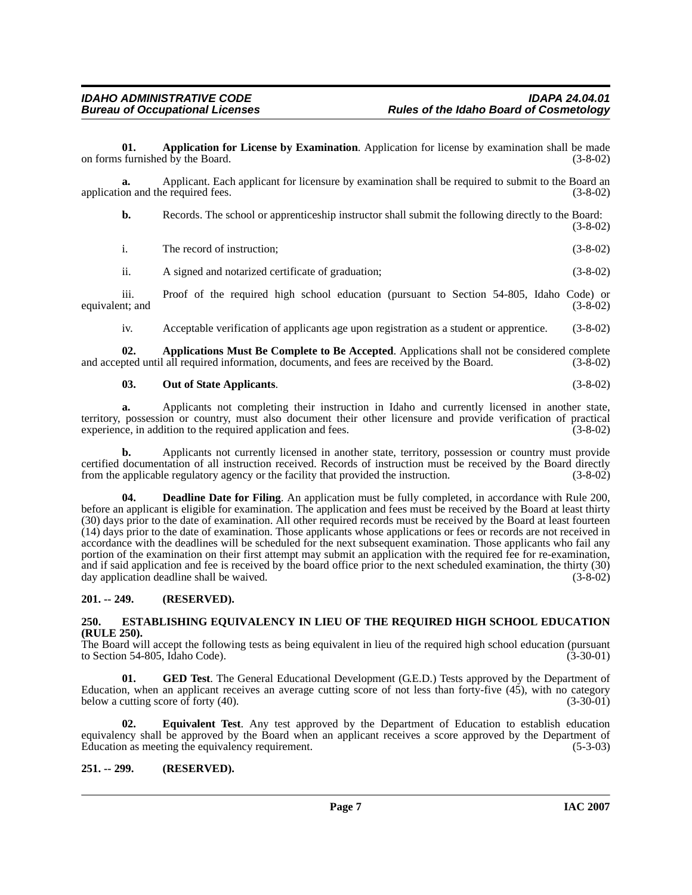**01. Application for License by Examination**. Application for license by examination shall be made on forms furnished by the Board. (3-8-02)

**a.** Applicant. Each applicant for licensure by examination shall be required to submit to the Board an application and the required fees. (3-8-02)

**b.** Records. The school or apprenticeship instructor shall submit the following directly to the Board: (3-8-02)

i. The record of instruction; (3-8-02)

ii. A signed and notarized certificate of graduation; (3-8-02)

iii. Proof of the required high school education (pursuant to Section 54-805, Idaho Code) or equivalent; and (3-8-02)

iv. Acceptable verification of applicants age upon registration as a student or apprentice. (3-8-02)

**02. Applications Must Be Complete to Be Accepted**. Applications shall not be considered complete and accepted until all required information, documents, and fees are received by the Board. (3-8-02)

**03. Out of State Applicants**. (3-8-02)

**a.** Applicants not completing their instruction in Idaho and currently licensed in another state, territory, possession or country, must also document their other licensure and provide verification of practical experience, in addition to the required application and fees. (3-8-02)

**b.** Applicants not currently licensed in another state, territory, possession or country must provide certified documentation of all instruction received. Records of instruction must be received by the Board directly from the applicable regulatory agency or the facility that provided the instruction. (3-8-02)

**04. Deadline Date for Filing**. An application must be fully completed, in accordance with Rule 200, before an applicant is eligible for examination. The application and fees must be received by the Board at least thirty (30) days prior to the date of examination. All other required records must be received by the Board at least fourteen (14) days prior to the date of examination. Those applicants whose applications or fees or records are not received in accordance with the deadlines will be scheduled for the next subsequent examination. Those applicants who fail any portion of the examination on their first attempt may submit an application with the required fee for re-examination, and if said application and fee is received by the board office prior to the next scheduled examination, the thirty (30) day application deadline shall be waived. (3-8-02)

### 201. -- 249. (RESERVED).

### 250. ESTABLISHING EQUIVALENCY IN LIEU OF THE REQUIRED HIGH SCHOOL EDUCATION (RULE 250).

The Board will accept the following tests as being equivalent in lieu of the required high school education (pursuant to Section 54-805, Idaho Code). (3-30-01)

**01. GED Test**. The General Educational Development (G.E.D.) Tests approved by the Department of Education, when an applicant receives an average cutting score of not less than forty-five (45), with no category below a cutting score of forty (40). (3-30-01)

**02. Equivalent Test**. Any test approved by the Department of Education to establish education equivalency shall be approved by the Board when an applicant receives a score approved by the Department of Education as meeting the equivalency requirement. (5-3-03)

### 251. -- 299. (RESERVED).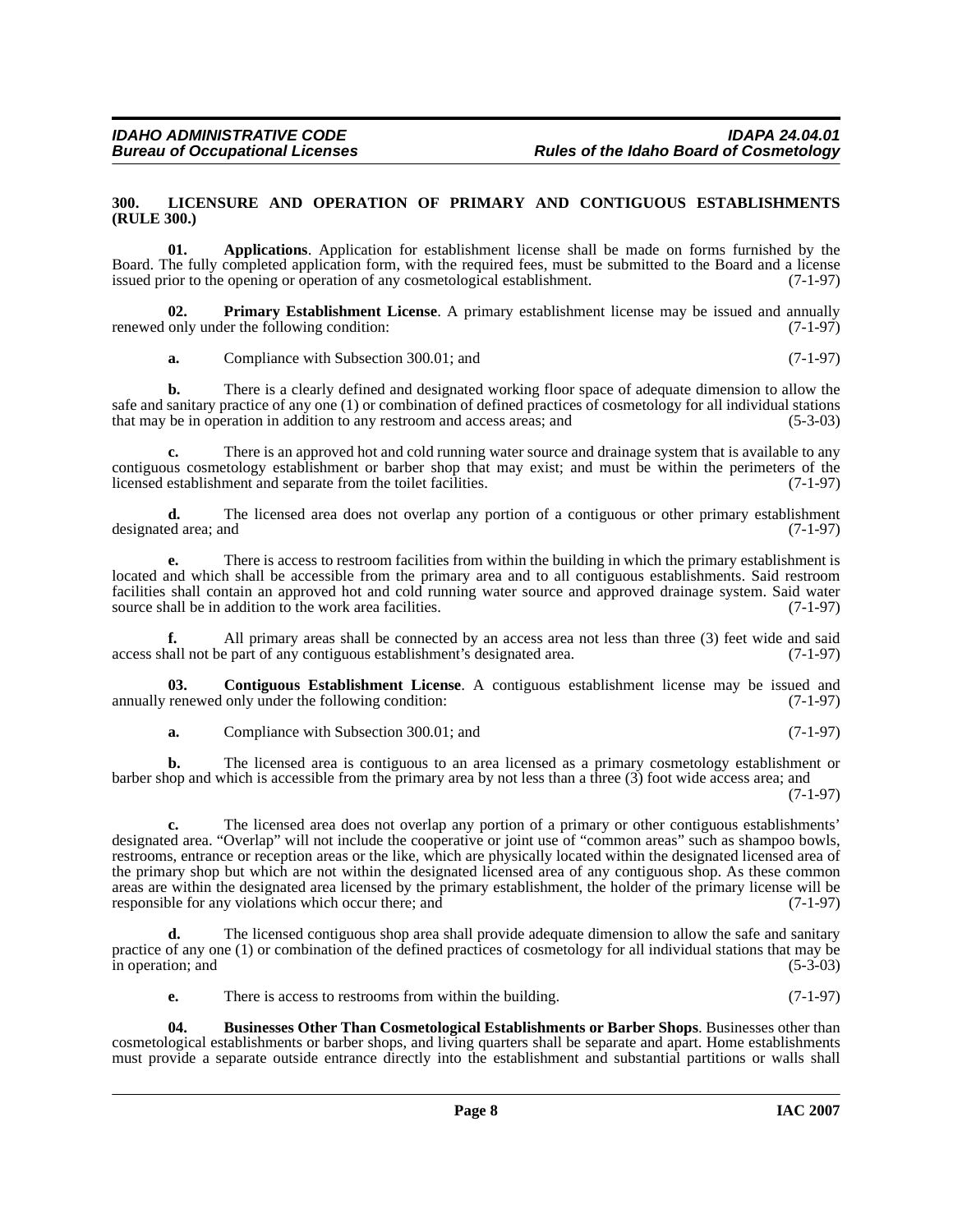**300. LICENSURE AND OPERATION OF PRIMARY AND CONTIGUOUS ESTABLISHMENTS (RULE 300.)**

**01. Applications**. Application for establishment license shall be made on forms furnished by the Board. The fully completed application form, with the required fees, must be submitted to the Board and a license issued prior to the opening or operation of any cosmetological establishment. (7-1-97)

**02. Primary Establishment License**. A primary establishment license may be issued and annually renewed only under the following condition: (7-1-97)

**a.** Compliance with Subsection 300.01; and (7-1-97)

**b.** There is a clearly defined and designated working floor space of adequate dimension to allow the safe and sanitary practice of any one (1) or combination of defined practices of cosmetology for all individual stations that may be in operation in addition to any restroom and access areas; and (5-3-03)

**c.** There is an approved hot and cold running water source and drainage system that is available to any contiguous cosmetology establishment or barber shop that may exist; and must be within the perimeters of the licensed establishment and separate from the toilet facilities. (7-1-97)

**d.** The licensed area does not overlap any portion of a contiguous or other primary establishment designated area; and (7-1-97)

**e.** There is access to restroom facilities from within the building in which the primary establishment is located and which shall be accessible from the primary area and to all contiguous establishments. Said restroom facilities shall contain an approved hot and cold running water source and approved drainage system. Said water source shall be in addition to the work area facilities. (7-1-97)

**f.** All primary areas shall be connected by an access area not less than three (3) feet wide and said access shall not be part of any contiguous establishment's designated area. (7-1-97)

**03. Contiguous Establishment License**. A contiguous establishment license may be issued and annually renewed only under the following condition: (7-1-97)

**a.** Compliance with Subsection 300.01; and (7-1-97)

**b.** The licensed area is contiguous to an area licensed as a primary cosmetology establishment or barber shop and which is accessible from the primary area by not less than a three (3) foot wide access area; and (7-1-97)

**c.** The licensed area does not overlap any portion of a primary or other contiguous establishments' designated area. "Overlap" will not include the cooperative or joint use of "common areas" such as shampoo bowls, restrooms, entrance or reception areas or the like, which are physically located within the designated licensed area of the primary shop but which are not within the designated licensed area of any contiguous shop. As these common areas are within the designated area licensed by the primary establishment, the holder of the primary license will be responsible for any violations which occur there; and (7-1-97)

**d.** The licensed contiguous shop area shall provide adequate dimension to allow the safe and sanitary practice of any one (1) or combination of the defined practices of cosmetology for all individual stations that may be in operation; and (5-3-03)

**e.** There is access to restrooms from within the building. (7-1-97)

**04. Businesses Other Than Cosmetological Establishments or Barber Shops**. Businesses other than cosmetological establishments or barber shops, and living quarters shall be separate and apart. Home establishments must provide a separate outside entrance directly into the establishment and substantial partitions or walls shall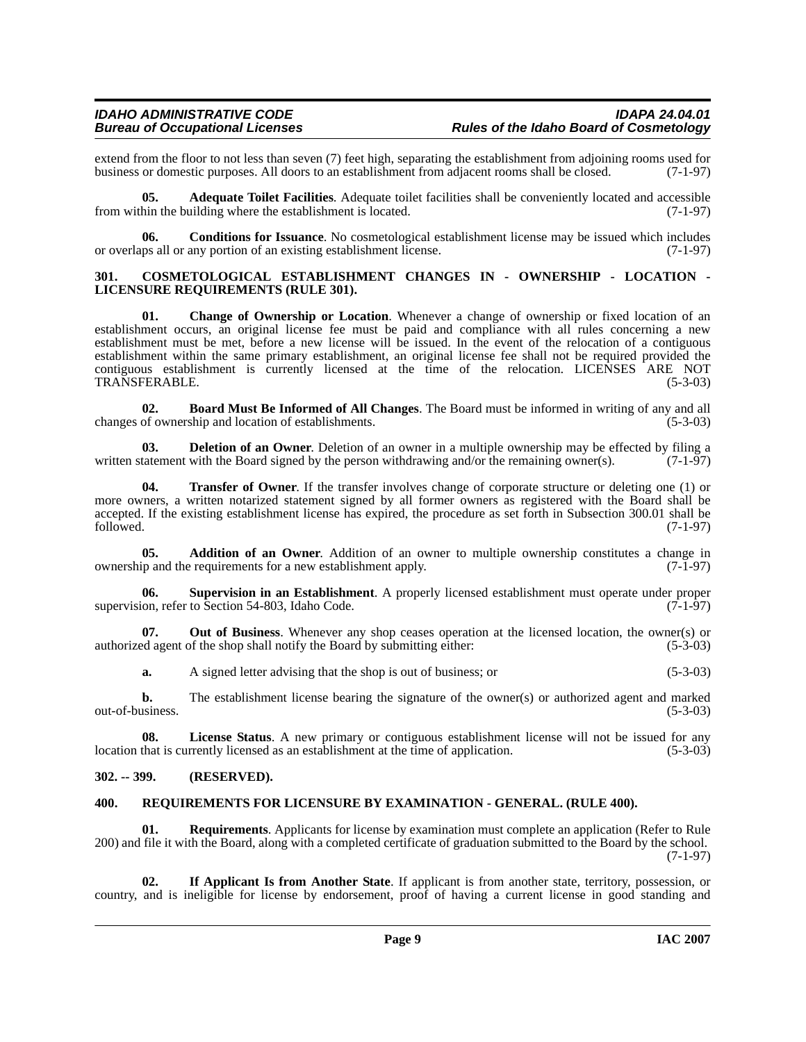extend from the floor to not less than seven (7) feet high, separating the establishment from adjoining rooms used for business or domestic purposes. All doors to an establishment from adjacent rooms shall be closed. (7-1-97)

**05. Adequate Toilet Facilities**. Adequate toilet facilities shall be conveniently located and accessible from within the building where the establishment is located. (7-1-97)

**06. Conditions for Issuance**. No cosmetological establishment license may be issued which includes or overlaps all or any portion of an existing establishment license. (7-1-97)

## 301. COSMETOLOGICAL ESTABLISHMENT CHANGES IN - OWNERSHIP - LOCATION - LICENSURE REQUIREMENTS (RULE 301).

**01. Change of Ownership or Location**. Whenever a change of ownership or fixed location of an establishment occurs, an original license fee must be paid and compliance with all rules concerning a new establishment must be met, before a new license will be issued. In the event of the relocation of a contiguous establishment within the same primary establishment, an original license fee shall not be required provided the contiguous establishment is currently licensed at the time of the relocation. LICENSES ARE NOT TRANSFERABLE. (5-3-03)

**02. Board Must Be Informed of All Changes**. The Board must be informed in writing of any and all changes of ownership and location of establishments. (5-3-03)

**03. Deletion of an Owner**. Deletion of an owner in a multiple ownership may be effected by filing a written statement with the Board signed by the person withdrawing and/or the remaining owner(s). (7-1-97)

**04. Transfer of Owner**. If the transfer involves change of corporate structure or deleting one (1) or more owners, a written notarized statement signed by all former owners as registered with the Board shall be accepted. If the existing establishment license has expired, the procedure as set forth in Subsection 300.01 shall be followed. (7-1-97)

**05. Addition of an Owner**. Addition of an owner to multiple ownership constitutes a change in ownership and the requirements for a new establishment apply. (7-1-97)

**06. Supervision in an Establishment**. A properly licensed establishment must operate under proper supervision, refer to Section 54-803, Idaho Code. (7-1-97)

**07. Out of Business**. Whenever any shop ceases operation at the licensed location, the owner(s) or authorized agent of the shop shall notify the Board by submitting either: (5-3-03)

**a.** A signed letter advising that the shop is out of business; or (5-3-03)

**b.** The establishment license bearing the signature of the owner(s) or authorized agent and marked out-of-business. (5-3-03)

**08. License Status**. A new primary or contiguous establishment license will not be issued for any location that is currently licensed as an establishment at the time of application. (5-3-03)

## 302. -- 399. (RESERVED).

## 400. REQUIREMENTS FOR LICENSURE BY EXAMINATION - GENERAL. (RULE 400).

**01. Requirements**. Applicants for license by examination must complete an application (Refer to Rule 200) and file it with the Board, along with a completed certificate of graduation submitted to the Board by the school. (7-1-97)

**02. If Applicant Is from Another State**. If applicant is from another state, territory, possession, or country, and is ineligible for license by endorsement, proof of having a current license in good standing and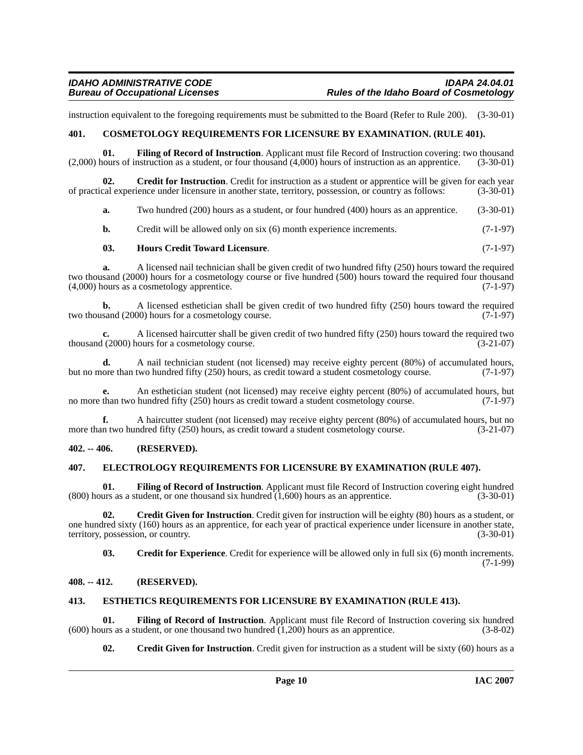instruction equivalent to the foregoing requirements must be submitted to the Board (Refer to Rule 200). (3-30-01)

### 401. COSMETOLOGY REQUIREMENTS FOR LICENSURE BY EXAMINATION. (RULE 401).

**01. Filing of Record of Instruction**. Applicant must file Record of Instruction covering: two thousand (2,000) hours of instruction as a student, or four thousand (4,000) hours of instruction as an apprentice. (3-30-01)

**02. Credit for Instruction**. Credit for instruction as a student or apprentice will be given for each year of practical experience under licensure in another state, territory, possession, or country as follows: (3-30-01)

**a.** Two hundred (200) hours as a student, or four hundred (400) hours as an apprentice. (3-30-01)

**b.** Credit will be allowed only on six (6) month experience increments. (7-1-97)

**03. Hours Credit Toward Licensure**. (7-1-97)

**a.** A licensed nail technician shall be given credit of two hundred fifty (250) hours toward the required two thousand (2000) hours for a cosmetology course or five hundred (500) hours toward the required four thousand (4,000) hours as a cosmetology apprentice. (7-1-97)

**b.** A licensed esthetician shall be given credit of two hundred fifty (250) hours toward the required two thousand (2000) hours for a cosmetology course. (7-1-97)

**c.** A licensed haircutter shall be given credit of two hundred fifty (250) hours toward the required two thousand (2000) hours for a cosmetology course. (3-21-07)

**d.** A nail technician student (not licensed) may receive eighty percent (80%) of accumulated hours, but no more than two hundred fifty (250) hours, as credit toward a student cosmetology course. (7-1-97)

**e.** An esthetician student (not licensed) may receive eighty percent (80%) of accumulated hours, but no more than two hundred fifty (250) hours as credit toward a student cosmetology course. (7-1-97)

**f.** A haircutter student (not licensed) may receive eighty percent (80%) of accumulated hours, but no more than two hundred fifty (250) hours, as credit toward a student cosmetology course. (3-21-07)

### 402. -- 406. (RESERVED).

### 407. ELECTROLOGY REQUIREMENTS FOR LICENSURE BY EXAMINATION (RULE 407).

**01. Filing of Record of Instruction**. Applicant must file Record of Instruction covering eight hundred (800) hours as a student, or one thousand six hundred (1,600) hours as an apprentice. (3-30-01)

**02. Credit Given for Instruction**. Credit given for instruction will be eighty (80) hours as a student, or one hundred sixty (160) hours as an apprentice, for each year of practical experience under licensure in another state, territory, possession, or country. (3-30-01)

**03. Credit for Experience**. Credit for experience will be allowed only in full six (6) month increments. (7-1-99)

### 408. -- 412. (RESERVED).

### 413. ESTHETICS REQUIREMENTS FOR LICENSURE BY EXAMINATION (RULE 413).

**01. Filing of Record of Instruction**. Applicant must file Record of Instruction covering six hundred (600) hours as a student, or one thousand two hundred (1,200) hours as an apprentice. (3-8-02)

**02. Credit Given for Instruction**. Credit given for instruction as a student will be sixty (60) hours as a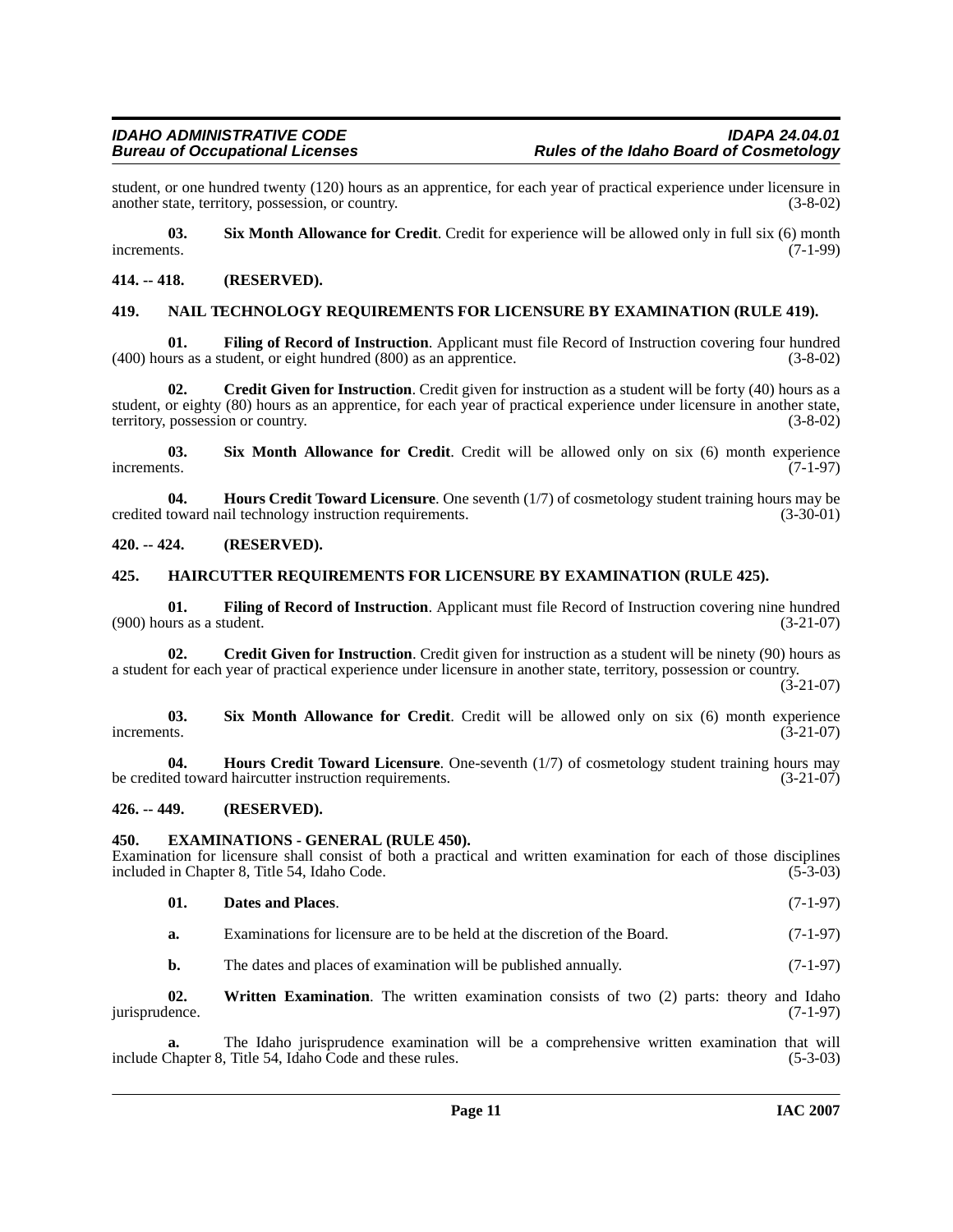student, or one hundred twenty (120) hours as an apprentice, for each year of practical experience under licensure in another state, territory, possession, or country. (3-8-02)

**03. Six Month Allowance for Credit**. Credit for experience will be allowed only in full six (6) month increments. (7-1-99)

**414. -- 418. (RESERVED).**

## 419. NAIL TECHNOLOGY REQUIREMENTS FOR LICENSURE BY EXAMINATION (RULE 419).

**01. Filing of Record of Instruction**. Applicant must file Record of Instruction covering four hundred (400) hours as a student, or eight hundred (800) as an apprentice. (3-8-02)

**02. Credit Given for Instruction**. Credit given for instruction as a student will be forty (40) hours as a student, or eighty (80) hours as an apprentice, for each year of practical experience under licensure in another state, territory, possession or country. (3-8-02)

**03. Six Month Allowance for Credit**. Credit will be allowed only on six (6) month experience increments. (7-1-97)

**04. Hours Credit Toward Licensure**. One seventh (1/7) of cosmetology student training hours may be credited toward nail technology instruction requirements. (3-30-01)

**420. -- 424. (RESERVED).**

## 425. HAIRCUTTER REQUIREMENTS FOR LICENSURE BY EXAMINATION (RULE 425).

**01. Filing of Record of Instruction**. Applicant must file Record of Instruction covering nine hundred (900) hours as a student. (3-21-07)

**02. Credit Given for Instruction**. Credit given for instruction as a student will be ninety (90) hours as a student for each year of practical experience under licensure in another state, territory, possession or country. (3-21-07)

**03. Six Month Allowance for Credit**. Credit will be allowed only on six (6) month experience increments. (3-21-07)

**04. Hours Credit Toward Licensure**. One-seventh (1/7) of cosmetology student training hours may be credited toward haircutter instruction requirements. (3-21-07)

**426. -- 449. (RESERVED).**

## 450. EXAMINATIONS - GENERAL (RULE 450).

Examination for licensure shall consist of both a practical and written examination for each of those disciplines included in Chapter 8, Title 54, Idaho Code. (5-3-03)

**01. Dates and Places**. (7-1-97)

**a.** Examinations for licensure are to be held at the discretion of the Board. (7-1-97)

**b.** The dates and places of examination will be published annually. (7-1-97)

**02. Written Examination**. The written examination consists of two (2) parts: theory and Idaho jurisprudence. (7-1-97)

**a.** The Idaho jurisprudence examination will be a comprehensive written examination that will include Chapter 8, Title 54, Idaho Code and these rules. (5-3-03)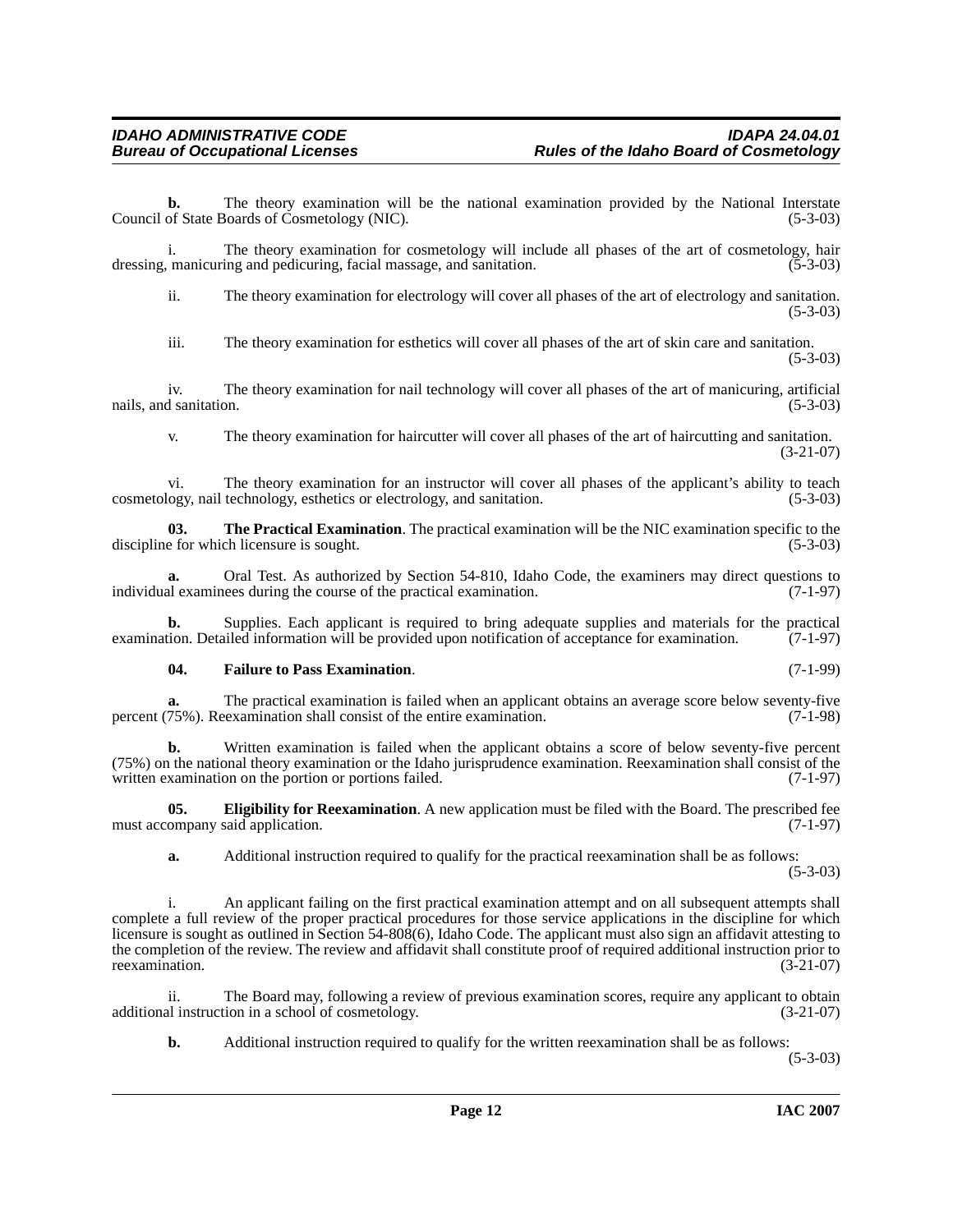**b.** The theory examination will be the national examination provided by the National Interstate Council of State Boards of Cosmetology (NIC). (5-3-03)

i. The theory examination for cosmetology will include all phases of the art of cosmetology, hair dressing, manicuring and pedicuring, facial massage, and sanitation. (5-3-03)

ii. The theory examination for electrology will cover all phases of the art of electrology and sanitation. (5-3-03)

iii. The theory examination for esthetics will cover all phases of the art of skin care and sanitation. (5-3-03)

iv. The theory examination for nail technology will cover all phases of the art of manicuring, artificial nails, and sanitation. (5-3-03)

v. The theory examination for haircutter will cover all phases of the art of haircutting and sanitation. (3-21-07)

vi. The theory examination for an instructor will cover all phases of the applicant's ability to teach cosmetology, nail technology, esthetics or electrology, and sanitation. (5-3-03)

**03. The Practical Examination**. The practical examination will be the NIC examination specific to the discipline for which licensure is sought. (5-3-03)

**a.** Oral Test. As authorized by Section 54-810, Idaho Code, the examiners may direct questions to individual examinees during the course of the practical examination. (7-1-97)

**b.** Supplies. Each applicant is required to bring adequate supplies and materials for the practical examination. Detailed information will be provided upon notification of acceptance for examination. (7-1-97)

**04. Failure to Pass Examination**. (7-1-99)

**a.** The practical examination is failed when an applicant obtains an average score below seventy-five percent (75%). Reexamination shall consist of the entire examination. (7-1-98)

**b.** Written examination is failed when the applicant obtains a score of below seventy-five percent (75%) on the national theory examination or the Idaho jurisprudence examination. Reexamination shall consist of the written examination on the portion or portions failed. (7-1-97)

**05. Eligibility for Reexamination**. A new application must be filed with the Board. The prescribed fee must accompany said application. (7-1-97)

**a.** Additional instruction required to qualify for the practical reexamination shall be as follows: (5-3-03)

i. An applicant failing on the first practical examination attempt and on all subsequent attempts shall complete a full review of the proper practical procedures for those service applications in the discipline for which licensure is sought as outlined in Section 54-808(6), Idaho Code. The applicant must also sign an affidavit attesting to the completion of the review. The review and affidavit shall constitute proof of required additional instruction prior to reexamination. (3-21-07)

ii. The Board may, following a review of previous examination scores, require any applicant to obtain additional instruction in a school of cosmetology. (3-21-07)

**b.** Additional instruction required to qualify for the written reexamination shall be as follows: (5-3-03)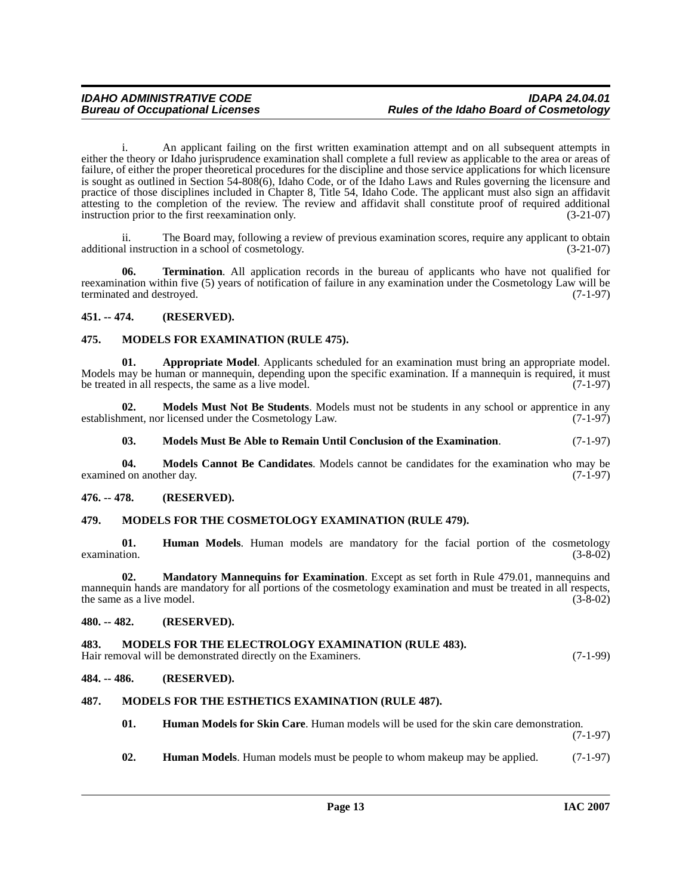i. An applicant failing on the first written examination attempt and on all subsequent attempts in either the theory or Idaho jurisprudence examination shall complete a full review as applicable to the area or areas of failure, of either the proper theoretical procedures for the discipline and those service applications for which licensure is sought as outlined in Section 54-808(6), Idaho Code, or of the Idaho Laws and Rules governing the licensure and practice of those disciplines included in Chapter 8, Title 54, Idaho Code. The applicant must also sign an affidavit attesting to the completion of the review. The review and affidavit shall constitute proof of required additional instruction prior to the first reexamination only. (3-21-07)

ii. The Board may, following a review of previous examination scores, require any applicant to obtain additional instruction in a school of cosmetology. (3-21-07)

**06. Termination**. All application records in the bureau of applicants who have not qualified for reexamination within five (5) years of notification of failure in any examination under the Cosmetology Law will be terminated and destroyed. (7-1-97)

## 451. -- 474. (RESERVED).

## 475. MODELS FOR EXAMINATION (RULE 475).

**01. Appropriate Model**. Applicants scheduled for an examination must bring an appropriate model. Models may be human or mannequin, depending upon the specific examination. If a mannequin is required, it must be treated in all respects, the same as a live model. (7-1-97)

**02. Models Must Not Be Students**. Models must not be students in any school or apprentice in any establishment, nor licensed under the Cosmetology Law. (7-1-97)

**03. Models Must Be Able to Remain Until Conclusion of the Examination**. (7-1-97)

**04. Models Cannot Be Candidates**. Models cannot be candidates for the examination who may be examined on another day. (7-1-97)

## 476. -- 478. (RESERVED).

## 479. MODELS FOR THE COSMETOLOGY EXAMINATION (RULE 479).

**01. Human Models**. Human models are mandatory for the facial portion of the cosmetology examination. (3-8-02)

**02. Mandatory Mannequins for Examination**. Except as set forth in Rule 479.01, mannequins and mannequin hands are mandatory for all portions of the cosmetology examination and must be treated in all respects, the same as a live model. (3-8-02)

## 480. -- 482. (RESERVED).

## 483. MODELS FOR THE ELECTROLOGY EXAMINATION (RULE 483).

Hair removal will be demonstrated directly on the Examiners. (7-1-99)

## 484. -- 486. (RESERVED).

## 487. MODELS FOR THE ESTHETICS EXAMINATION (RULE 487).

**01. Human Models for Skin Care**. Human models will be used for the skin care demonstration. (7-1-97)

**02. Human Models**. Human models must be people to whom makeup may be applied. (7-1-97)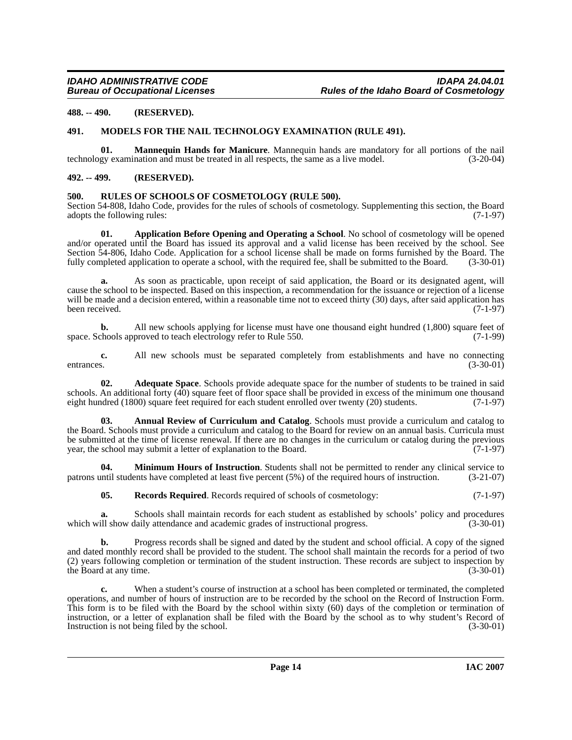**488. -- 490. (RESERVED).**

**491. MODELS FOR THE NAIL TECHNOLOGY EXAMINATION (RULE 491).**

**01. Mannequin Hands for Manicure**. Mannequin hands are mandatory for all portions of the nail technology examination and must be treated in all respects, the same as a live model. (3-20-04)

**492. -- 499. (RESERVED).**

**500. RULES OF SCHOOLS OF COSMETOLOGY (RULE 500).**

Section 54-808, Idaho Code, provides for the rules of schools of cosmetology. Supplementing this section, the Board adopts the following rules: (7-1-97)

**01. Application Before Opening and Operating a School**. No school of cosmetology will be opened and/or operated until the Board has issued its approval and a valid license has been received by the school. See Section 54-806, Idaho Code. Application for a school license shall be made on forms furnished by the Board. The fully completed application to operate a school, with the required fee, shall be submitted to the Board. (3-30-01)

**a.** As soon as practicable, upon receipt of said application, the Board or its designated agent, will cause the school to be inspected. Based on this inspection, a recommendation for the issuance or rejection of a license will be made and a decision entered, within a reasonable time not to exceed thirty (30) days, after said application has been received. (7-1-97)

**b.** All new schools applying for license must have one thousand eight hundred (1,800) square feet of space. Schools approved to teach electrology refer to Rule 550. (7-1-99)

**c.** All new schools must be separated completely from establishments and have no connecting entrances. (3-30-01)

**02. Adequate Space**. Schools provide adequate space for the number of students to be trained in said schools. An additional forty (40) square feet of floor space shall be provided in excess of the minimum one thousand eight hundred (1800) square feet required for each student enrolled over twenty (20) students. (7-1-97)

**03. Annual Review of Curriculum and Catalog**. Schools must provide a curriculum and catalog to the Board. Schools must provide a curriculum and catalog to the Board for review on an annual basis. Curricula must be submitted at the time of license renewal. If there are no changes in the curriculum or catalog during the previous year, the school may submit a letter of explanation to the Board. (7-1-97)

**04. Minimum Hours of Instruction**. Students shall not be permitted to render any clinical service to patrons until students have completed at least five percent (5%) of the required hours of instruction. (3-21-07)

**05. Records Required**. Records required of schools of cosmetology: (7-1-97)

**a.** Schools shall maintain records for each student as established by schools' policy and procedures which will show daily attendance and academic grades of instructional progress. (3-30-01)

**b.** Progress records shall be signed and dated by the student and school official. A copy of the signed and dated monthly record shall be provided to the student. The school shall maintain the records for a period of two (2) years following completion or termination of the student instruction. These records are subject to inspection by the Board at any time. (3-30-01)

**c.** When a student's course of instruction at a school has been completed or terminated, the completed operations, and number of hours of instruction are to be recorded by the school on the Record of Instruction Form. This form is to be filed with the Board by the school within sixty (60) days of the completion or termination of instruction, or a letter of explanation shall be filed with the Board by the school as to why student's Record of Instruction is not being filed by the school. (3-30-01)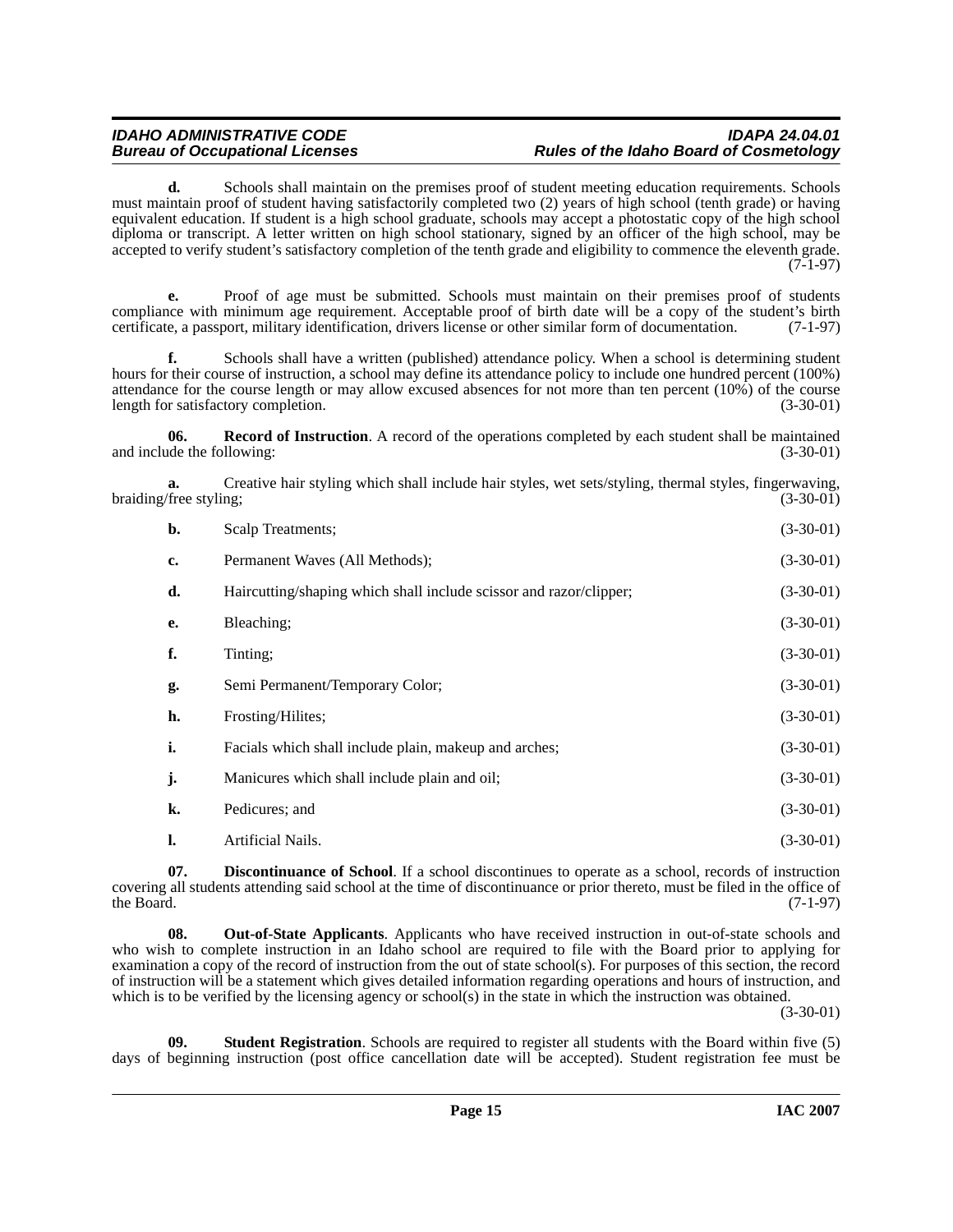**d.** Schools shall maintain on the premises proof of student meeting education requirements. Schools must maintain proof of student having satisfactorily completed two (2) years of high school (tenth grade) or having equivalent education. If student is a high school graduate, schools may accept a photostatic copy of the high school diploma or transcript. A letter written on high school stationary, signed by an officer of the high school, may be accepted to verify student's satisfactory completion of the tenth grade and eligibility to commence the eleventh grade. (7-1-97)

**e.** Proof of age must be submitted. Schools must maintain on their premises proof of students compliance with minimum age requirement. Acceptable proof of birth date will be a copy of the student's birth certificate, a passport, military identification, drivers license or other similar form of documentation. (7-1-97)

**f.** Schools shall have a written (published) attendance policy. When a school is determining student hours for their course of instruction, a school may define its attendance policy to include one hundred percent (100%) attendance for the course length or may allow excused absences for not more than ten percent (10%) of the course length for satisfactory completion. (3-30-01)

**06. Record of Instruction**. A record of the operations completed by each student shall be maintained and include the following: (3-30-01)

**a.** Creative hair styling which shall include hair styles, wet sets/styling, thermal styles, fingerwaving, braiding/free styling; (3-30-01)

**b.** Scalp Treatments; (3-30-01)

**c.** Permanent Waves (All Methods); (3-30-01)

**d.** Haircutting/shaping which shall include scissor and razor/clipper; (3-30-01)

**e.** Bleaching; (3-30-01)

**f.** Tinting; (3-30-01)

**g.** Semi Permanent/Temporary Color; (3-30-01)

**h.** Frosting/Hilites; (3-30-01)

**i.** Facials which shall include plain, makeup and arches; (3-30-01)

**j.** Manicures which shall include plain and oil; (3-30-01)

**k.** Pedicures; and (3-30-01)

**l.** Artificial Nails. (3-30-01)

**07. Discontinuance of School**. If a school discontinues to operate as a school, records of instruction covering all students attending said school at the time of discontinuance or prior thereto, must be filed in the office of the Board. (7-1-97)

**08. Out-of-State Applicants**. Applicants who have received instruction in out-of-state schools and who wish to complete instruction in an Idaho school are required to file with the Board prior to applying for examination a copy of the record of instruction from the out of state school(s). For purposes of this section, the record of instruction will be a statement which gives detailed information regarding operations and hours of instruction, and which is to be verified by the licensing agency or school(s) in the state in which the instruction was obtained. (3-30-01)

**09. Student Registration**. Schools are required to register all students with the Board within five (5) days of beginning instruction (post office cancellation date will be accepted). Student registration fee must be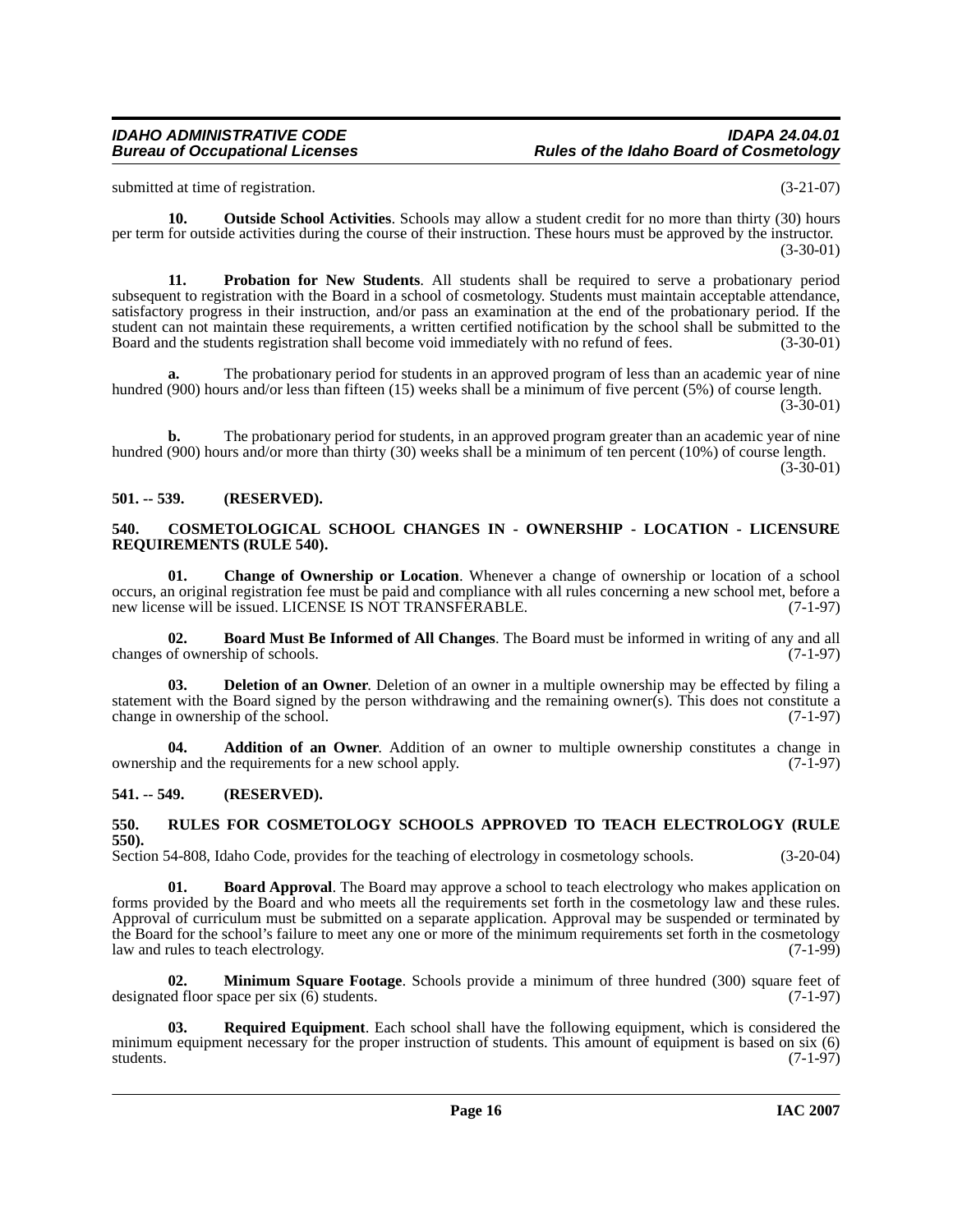submitted at time of registration. (3-21-07)

**10. Outside School Activities**. Schools may allow a student credit for no more than thirty (30) hours per term for outside activities during the course of their instruction. These hours must be approved by the instructor. (3-30-01)

**11. Probation for New Students**. All students shall be required to serve a probationary period subsequent to registration with the Board in a school of cosmetology. Students must maintain acceptable attendance, satisfactory progress in their instruction, and/or pass an examination at the end of the probationary period. If the student can not maintain these requirements, a written certified notification by the school shall be submitted to the Board and the students registration shall become void immediately with no refund of fees. (3-30-01)

**a.** The probationary period for students in an approved program of less than an academic year of nine hundred (900) hours and/or less than fifteen (15) weeks shall be a minimum of five percent (5%) of course length. (3-30-01)

**b.** The probationary period for students, in an approved program greater than an academic year of nine hundred (900) hours and/or more than thirty (30) weeks shall be a minimum of ten percent (10%) of course length. (3-30-01)

## 501. -- 539. (RESERVED).

## 540. COSMETOLOGICAL SCHOOL CHANGES IN - OWNERSHIP - LOCATION - LICENSURE REQUIREMENTS (RULE 540).

**01. Change of Ownership or Location**. Whenever a change of ownership or location of a school occurs, an original registration fee must be paid and compliance with all rules concerning a new school met, before a new license will be issued. LICENSE IS NOT TRANSFERABLE. (7-1-97)

**02. Board Must Be Informed of All Changes**. The Board must be informed in writing of any and all changes of ownership of schools. (7-1-97)

**03. Deletion of an Owner**. Deletion of an owner in a multiple ownership may be effected by filing a statement with the Board signed by the person withdrawing and the remaining owner(s). This does not constitute a change in ownership of the school. (7-1-97)

**04. Addition of an Owner**. Addition of an owner to multiple ownership constitutes a change in ownership and the requirements for a new school apply. (7-1-97)

## 541. -- 549. (RESERVED).

## 550. RULES FOR COSMETOLOGY SCHOOLS APPROVED TO TEACH ELECTROLOGY (RULE 550).

Section 54-808, Idaho Code, provides for the teaching of electrology in cosmetology schools. (3-20-04)

**01. Board Approval**. The Board may approve a school to teach electrology who makes application on forms provided by the Board and who meets all the requirements set forth in the cosmetology law and these rules. Approval of curriculum must be submitted on a separate application. Approval may be suspended or terminated by the Board for the school's failure to meet any one or more of the minimum requirements set forth in the cosmetology law and rules to teach electrology. (7-1-99)

**02. Minimum Square Footage**. Schools provide a minimum of three hundred (300) square feet of designated floor space per six (6) students. (7-1-97)

**03. Required Equipment**. Each school shall have the following equipment, which is considered the minimum equipment necessary for the proper instruction of students. This amount of equipment is based on six (6) students. (7-1-97)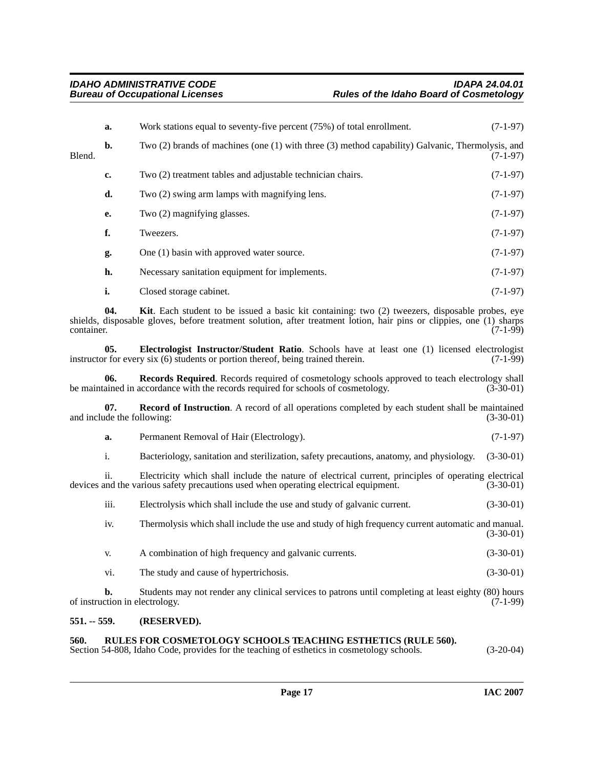**a.** Work stations equal to seventy-five percent (75%) of total enrollment. (7-1-97)

**b.** Two (2) brands of machines (one (1) with three (3) method capability) Galvanic, Thermolysis, and Blend. (7-1-97)

**c.** Two (2) treatment tables and adjustable technician chairs. (7-1-97)

**d.** Two (2) swing arm lamps with magnifying lens. (7-1-97)

**e.** Two (2) magnifying glasses. (7-1-97)

**f.** Tweezers. (7-1-97)

**g.** One (1) basin with approved water source. (7-1-97)

**h.** Necessary sanitation equipment for implements. (7-1-97)

**i.** Closed storage cabinet. (7-1-97)

**04. Kit**. Each student to be issued a basic kit containing: two (2) tweezers, disposable probes, eye shields, disposable gloves, before treatment solution, after treatment lotion, hair pins or clippies, one (1) sharps container. (7-1-99)

**05. Electrologist Instructor/Student Ratio**. Schools have at least one (1) licensed electrologist instructor for every six (6) students or portion thereof, being trained therein. (7-1-99)

**06. Records Required**. Records required of cosmetology schools approved to teach electrology shall be maintained in accordance with the records required for schools of cosmetology. (3-30-01)

**07. Record of Instruction**. A record of all operations completed by each student shall be maintained and include the following: (3-30-01)

**a.** Permanent Removal of Hair (Electrology). (7-1-97)

i. Bacteriology, sanitation and sterilization, safety precautions, anatomy, and physiology. (3-30-01)

ii. Electricity which shall include the nature of electrical current, principles of operating electrical devices and the various safety precautions used when operating electrical equipment. (3-30-01)

iii. Electrolysis which shall include the use and study of galvanic current. (3-30-01)

iv. Thermolysis which shall include the use and study of high frequency current automatic and manual. (3-30-01)

v. A combination of high frequency and galvanic currents. (3-30-01)

vi. The study and cause of hypertrichosis. (3-30-01)

**b.** Students may not render any clinical services to patrons until completing at least eighty (80) hours of instruction in electrology. (7-1-99)

**551. -- 559. (RESERVED).**

**560. RULES FOR COSMETOLOGY SCHOOLS TEACHING ESTHETICS (RULE 560).**
Section 54-808, Idaho Code, provides for the teaching of esthetics in cosmetology schools. (3-20-04)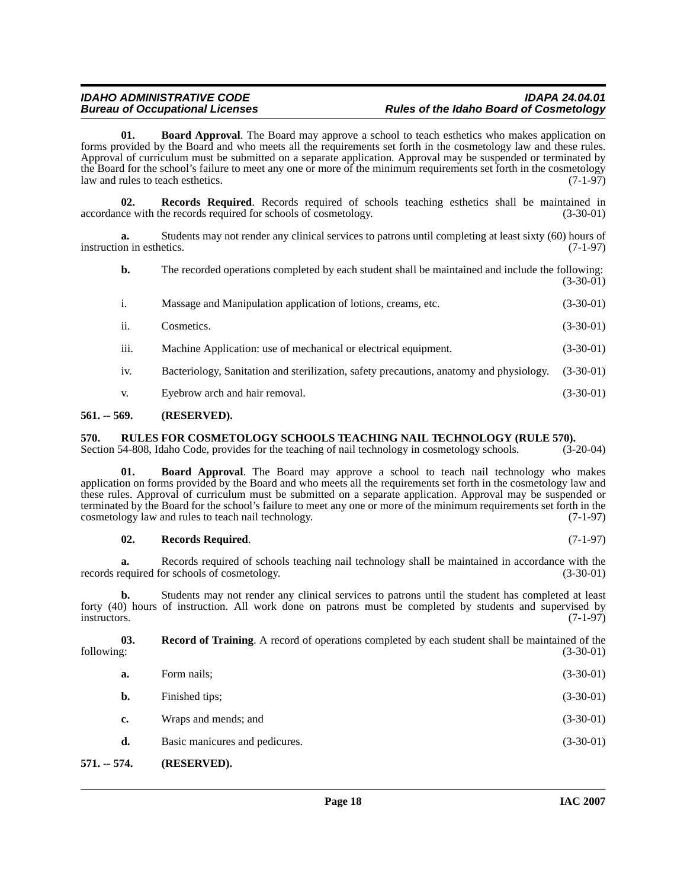**01. Board Approval**. The Board may approve a school to teach esthetics who makes application on forms provided by the Board and who meets all the requirements set forth in the cosmetology law and these rules. Approval of curriculum must be submitted on a separate application. Approval may be suspended or terminated by the Board for the school's failure to meet any one or more of the minimum requirements set forth in the cosmetology law and rules to teach esthetics. (7-1-97)

**02. Records Required**. Records required of schools teaching esthetics shall be maintained in accordance with the records required for schools of cosmetology. (3-30-01)

**a.** Students may not render any clinical services to patrons until completing at least sixty (60) hours of instruction in esthetics. (7-1-97)

**b.** The recorded operations completed by each student shall be maintained and include the following: (3-30-01)

i. Massage and Manipulation application of lotions, creams, etc. (3-30-01)

ii. Cosmetics. (3-30-01)

iii. Machine Application: use of mechanical or electrical equipment. (3-30-01)

iv. Bacteriology, Sanitation and sterilization, safety precautions, anatomy and physiology. (3-30-01)

v. Eyebrow arch and hair removal. (3-30-01)

## 561. -- 569. (RESERVED).

## 570. RULES FOR COSMETOLOGY SCHOOLS TEACHING NAIL TECHNOLOGY (RULE 570).

Section 54-808, Idaho Code, provides for the teaching of nail technology in cosmetology schools. (3-20-04)

**01. Board Approval**. The Board may approve a school to teach nail technology who makes application on forms provided by the Board and who meets all the requirements set forth in the cosmetology law and these rules. Approval of curriculum must be submitted on a separate application. Approval may be suspended or terminated by the Board for the school's failure to meet any one or more of the minimum requirements set forth in the cosmetology law and rules to teach nail technology. (7-1-97)

**02. Records Required**. (7-1-97)

**a.** Records required of schools teaching nail technology shall be maintained in accordance with the records required for schools of cosmetology. (3-30-01)

**b.** Students may not render any clinical services to patrons until the student has completed at least forty (40) hours of instruction. All work done on patrons must be completed by students and supervised by instructors. (7-1-97)

**03. Record of Training**. A record of operations completed by each student shall be maintained of the following: (3-30-01)

**a.** Form nails; (3-30-01)

**b.** Finished tips; (3-30-01)

**c.** Wraps and mends; and (3-30-01)

**d.** Basic manicures and pedicures. (3-30-01)

## 571. -- 574. (RESERVED).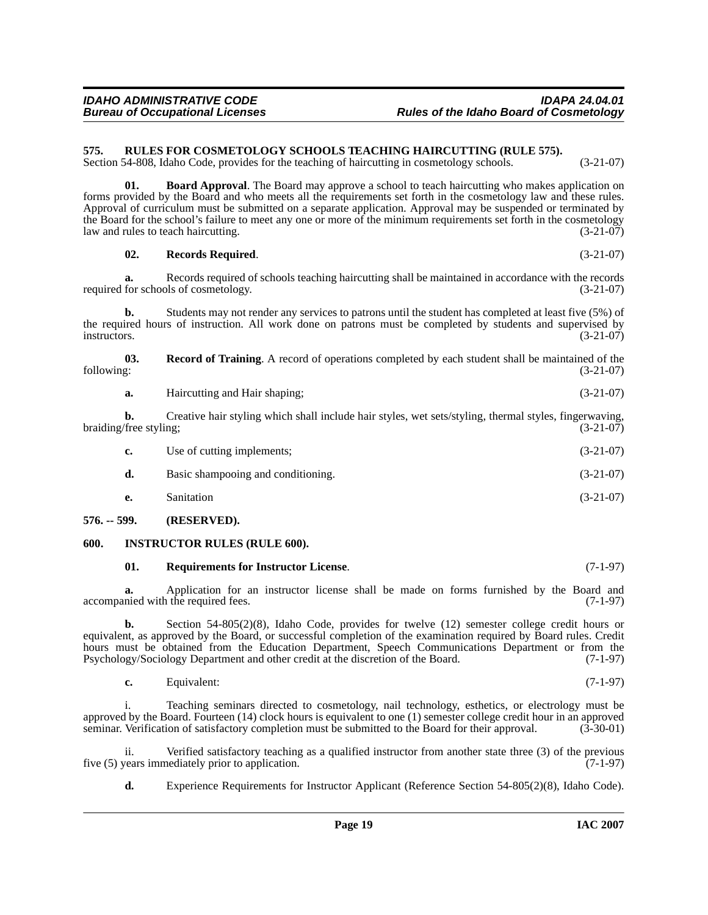**575. RULES FOR COSMETOLOGY SCHOOLS TEACHING HAIRCUTTING (RULE 575).**

Section 54-808, Idaho Code, provides for the teaching of haircutting in cosmetology schools. (3-21-07)

**01. Board Approval**. The Board may approve a school to teach haircutting who makes application on forms provided by the Board and who meets all the requirements set forth in the cosmetology law and these rules. Approval of curriculum must be submitted on a separate application. Approval may be suspended or terminated by the Board for the school's failure to meet any one or more of the minimum requirements set forth in the cosmetology law and rules to teach haircutting. (3-21-07)

**02. Records Required**. (3-21-07)

**a.** Records required of schools teaching haircutting shall be maintained in accordance with the records required for schools of cosmetology. (3-21-07)

**b.** Students may not render any services to patrons until the student has completed at least five (5%) of the required hours of instruction. All work done on patrons must be completed by students and supervised by instructors. (3-21-07)

**03. Record of Training**. A record of operations completed by each student shall be maintained of the following: (3-21-07)

**a.** Haircutting and Hair shaping; (3-21-07)

**b.** Creative hair styling which shall include hair styles, wet sets/styling, thermal styles, fingerwaving, braiding/free styling; (3-21-07)

**c.** Use of cutting implements; (3-21-07)

**d.** Basic shampooing and conditioning. (3-21-07)

**e.** Sanitation (3-21-07)

**576. -- 599. (RESERVED).**

**600. INSTRUCTOR RULES (RULE 600).**

**01. Requirements for Instructor License**. (7-1-97)

**a.** Application for an instructor license shall be made on forms furnished by the Board and accompanied with the required fees. (7-1-97)

**b.** Section 54-805(2)(8), Idaho Code, provides for twelve (12) semester college credit hours or equivalent, as approved by the Board, or successful completion of the examination required by Board rules. Credit hours must be obtained from the Education Department, Speech Communications Department or from the Psychology/Sociology Department and other credit at the discretion of the Board. (7-1-97)

**c.** Equivalent: (7-1-97)

i. Teaching seminars directed to cosmetology, nail technology, esthetics, or electrology must be approved by the Board. Fourteen (14) clock hours is equivalent to one (1) semester college credit hour in an approved seminar. Verification of satisfactory completion must be submitted to the Board for their approval. (3-30-01)

ii. Verified satisfactory teaching as a qualified instructor from another state three (3) of the previous five (5) years immediately prior to application. (7-1-97)

**d.** Experience Requirements for Instructor Applicant (Reference Section 54-805(2)(8), Idaho Code).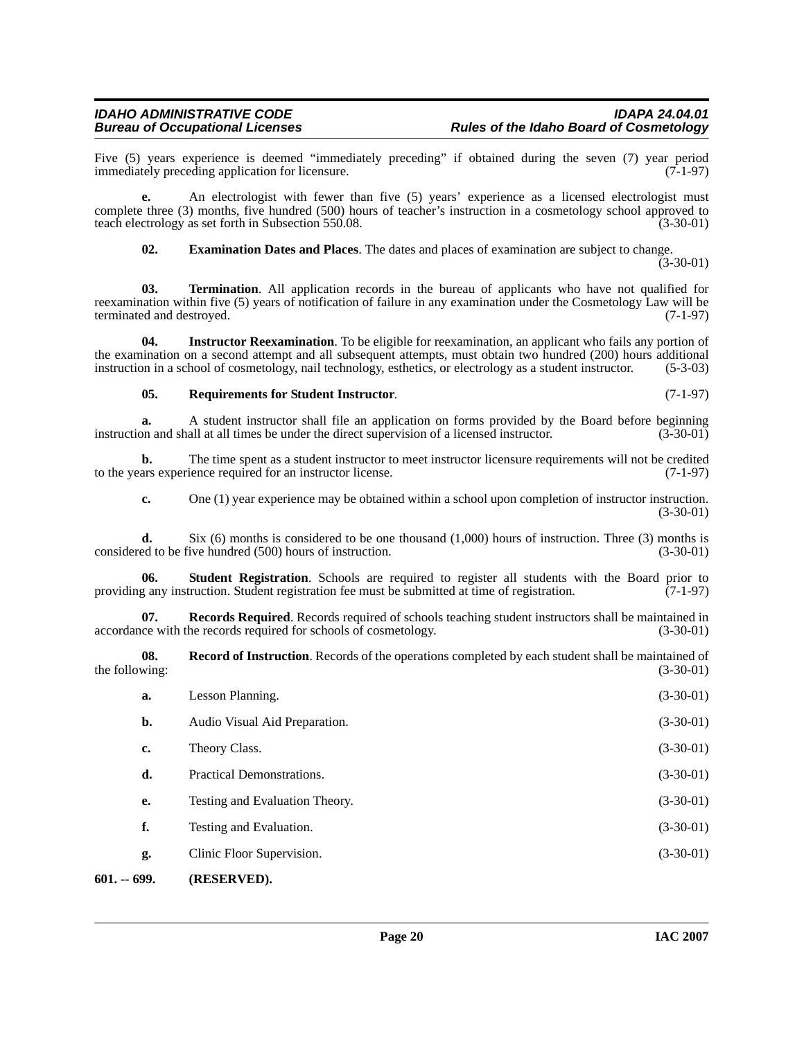Five (5) years experience is deemed "immediately preceding" if obtained during the seven (7) year period immediately preceding application for licensure. (7-1-97)

**e.** An electrologist with fewer than five (5) years' experience as a licensed electrologist must complete three (3) months, five hundred (500) hours of teacher's instruction in a cosmetology school approved to teach electrology as set forth in Subsection 550.08. (3-30-01)

**02. Examination Dates and Places**. The dates and places of examination are subject to change. (3-30-01)

**03. Termination**. All application records in the bureau of applicants who have not qualified for reexamination within five (5) years of notification of failure in any examination under the Cosmetology Law will be terminated and destroyed. (7-1-97)

**04. Instructor Reexamination**. To be eligible for reexamination, an applicant who fails any portion of the examination on a second attempt and all subsequent attempts, must obtain two hundred (200) hours additional instruction in a school of cosmetology, nail technology, esthetics, or electrology as a student instructor. (5-3-03)

**05. Requirements for Student Instructor**. (7-1-97)

**a.** A student instructor shall file an application on forms provided by the Board before beginning instruction and shall at all times be under the direct supervision of a licensed instructor. (3-30-01)

**b.** The time spent as a student instructor to meet instructor licensure requirements will not be credited to the years experience required for an instructor license. (7-1-97)

**c.** One (1) year experience may be obtained within a school upon completion of instructor instruction. (3-30-01)

**d.** Six (6) months is considered to be one thousand (1,000) hours of instruction. Three (3) months is considered to be five hundred (500) hours of instruction. (3-30-01)

**06. Student Registration**. Schools are required to register all students with the Board prior to providing any instruction. Student registration fee must be submitted at time of registration. (7-1-97)

**07. Records Required**. Records required of schools teaching student instructors shall be maintained in accordance with the records required for schools of cosmetology. (3-30-01)

**08. Record of Instruction**. Records of the operations completed by each student shall be maintained of the following: (3-30-01)

**a.** Lesson Planning. (3-30-01)

**b.** Audio Visual Aid Preparation. (3-30-01)

**c.** Theory Class. (3-30-01)

**d.** Practical Demonstrations. (3-30-01)

**e.** Testing and Evaluation Theory. (3-30-01)

**f.** Testing and Evaluation. (3-30-01)

**g.** Clinic Floor Supervision. (3-30-01)

**601. -- 699. (RESERVED).**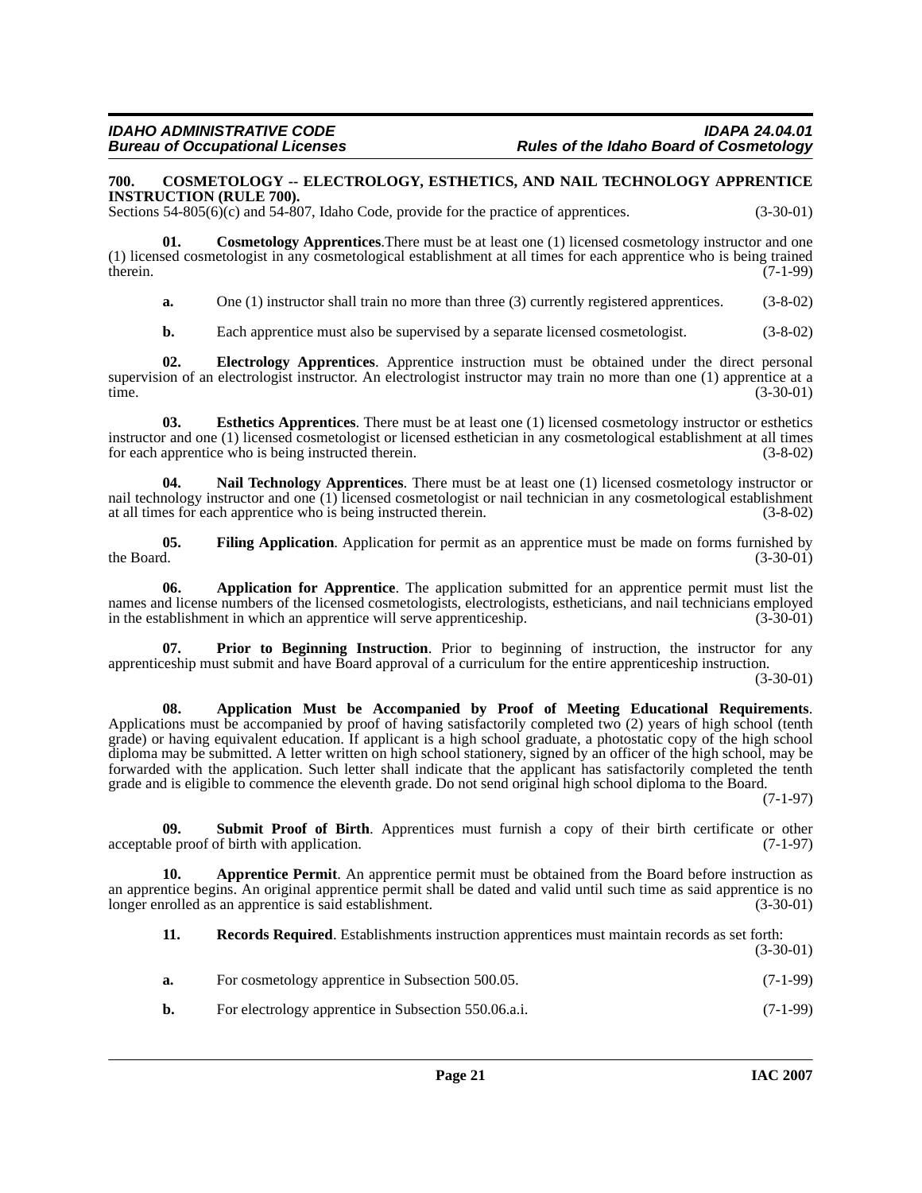**700. COSMETOLOGY -- ELECTROLOGY, ESTHETICS, AND NAIL TECHNOLOGY APPRENTICE INSTRUCTION (RULE 700).**

Sections 54-805(6)(c) and 54-807, Idaho Code, provide for the practice of apprentices. (3-30-01)

**01. Cosmetology Apprentices**.There must be at least one (1) licensed cosmetology instructor and one (1) licensed cosmetologist in any cosmetological establishment at all times for each apprentice who is being trained therein. (7-1-99)

**a.** One (1) instructor shall train no more than three (3) currently registered apprentices. (3-8-02)

**b.** Each apprentice must also be supervised by a separate licensed cosmetologist. (3-8-02)

**02. Electrology Apprentices**. Apprentice instruction must be obtained under the direct personal supervision of an electrologist instructor. An electrologist instructor may train no more than one (1) apprentice at a time. (3-30-01)

**03. Esthetics Apprentices**. There must be at least one (1) licensed cosmetology instructor or esthetics instructor and one (1) licensed cosmetologist or licensed esthetician in any cosmetological establishment at all times for each apprentice who is being instructed therein. (3-8-02)

**04. Nail Technology Apprentices**. There must be at least one (1) licensed cosmetology instructor or nail technology instructor and one (1) licensed cosmetologist or nail technician in any cosmetological establishment at all times for each apprentice who is being instructed therein. (3-8-02)

**05. Filing Application**. Application for permit as an apprentice must be made on forms furnished by the Board. (3-30-01)

**06. Application for Apprentice**. The application submitted for an apprentice permit must list the names and license numbers of the licensed cosmetologists, electrologists, estheticians, and nail technicians employed in the establishment in which an apprentice will serve apprenticeship. (3-30-01)

**07. Prior to Beginning Instruction**. Prior to beginning of instruction, the instructor for any apprenticeship must submit and have Board approval of a curriculum for the entire apprenticeship instruction. (3-30-01)

**08. Application Must be Accompanied by Proof of Meeting Educational Requirements**. Applications must be accompanied by proof of having satisfactorily completed two (2) years of high school (tenth grade) or having equivalent education. If applicant is a high school graduate, a photostatic copy of the high school diploma may be submitted. A letter written on high school stationery, signed by an officer of the high school, may be forwarded with the application. Such letter shall indicate that the applicant has satisfactorily completed the tenth grade and is eligible to commence the eleventh grade. Do not send original high school diploma to the Board. (7-1-97)

**09. Submit Proof of Birth**. Apprentices must furnish a copy of their birth certificate or other acceptable proof of birth with application. (7-1-97)

**10. Apprentice Permit**. An apprentice permit must be obtained from the Board before instruction as an apprentice begins. An original apprentice permit shall be dated and valid until such time as said apprentice is no longer enrolled as an apprentice is said establishment. (3-30-01)

**11. Records Required**. Establishments instruction apprentices must maintain records as set forth: (3-30-01)

**a.** For cosmetology apprentice in Subsection 500.05. (7-1-99)

**b.** For electrology apprentice in Subsection 550.06.a.i. (7-1-99)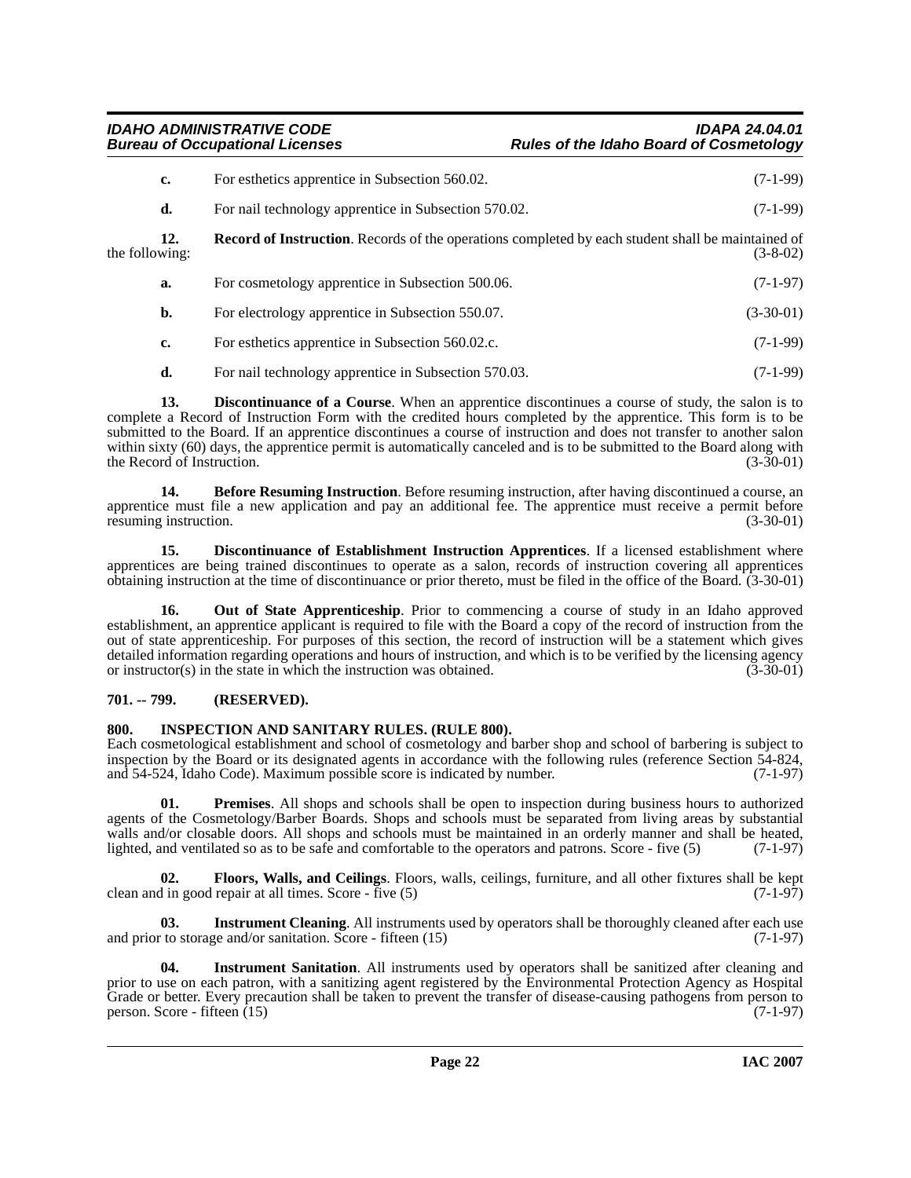**c.** For esthetics apprentice in Subsection 560.02. (7-1-99)

**d.** For nail technology apprentice in Subsection 570.02. (7-1-99)

**12. Record of Instruction**. Records of the operations completed by each student shall be maintained of the following: (3-8-02)

**a.** For cosmetology apprentice in Subsection 500.06. (7-1-97)

**b.** For electrology apprentice in Subsection 550.07. (3-30-01)

**c.** For esthetics apprentice in Subsection 560.02.c. (7-1-99)

**d.** For nail technology apprentice in Subsection 570.03. (7-1-99)

**13. Discontinuance of a Course**. When an apprentice discontinues a course of study, the salon is to complete a Record of Instruction Form with the credited hours completed by the apprentice. This form is to be submitted to the Board. If an apprentice discontinues a course of instruction and does not transfer to another salon within sixty (60) days, the apprentice permit is automatically canceled and is to be submitted to the Board along with the Record of Instruction. (3-30-01)

**14. Before Resuming Instruction**. Before resuming instruction, after having discontinued a course, an apprentice must file a new application and pay an additional fee. The apprentice must receive a permit before resuming instruction. (3-30-01)

**15. Discontinuance of Establishment Instruction Apprentices**. If a licensed establishment where apprentices are being trained discontinues to operate as a salon, records of instruction covering all apprentices obtaining instruction at the time of discontinuance or prior thereto, must be filed in the office of the Board. (3-30-01)

**16. Out of State Apprenticeship**. Prior to commencing a course of study in an Idaho approved establishment, an apprentice applicant is required to file with the Board a copy of the record of instruction from the out of state apprenticeship. For purposes of this section, the record of instruction will be a statement which gives detailed information regarding operations and hours of instruction, and which is to be verified by the licensing agency or instructor(s) in the state in which the instruction was obtained. (3-30-01)

## 701. -- 799. (RESERVED).

## 800. INSPECTION AND SANITARY RULES. (RULE 800).

Each cosmetological establishment and school of cosmetology and barber shop and school of barbering is subject to inspection by the Board or its designated agents in accordance with the following rules (reference Section 54-824, and 54-524, Idaho Code). Maximum possible score is indicated by number. (7-1-97)

**01. Premises**. All shops and schools shall be open to inspection during business hours to authorized agents of the Cosmetology/Barber Boards. Shops and schools must be separated from living areas by substantial walls and/or closable doors. All shops and schools must be maintained in an orderly manner and shall be heated, lighted, and ventilated so as to be safe and comfortable to the operators and patrons. Score - five (5) (7-1-97)

**02. Floors, Walls, and Ceilings**. Floors, walls, ceilings, furniture, and all other fixtures shall be kept clean and in good repair at all times. Score - five (5) (7-1-97)

**03. Instrument Cleaning**. All instruments used by operators shall be thoroughly cleaned after each use and prior to storage and/or sanitation. Score - fifteen (15) (7-1-97)

**04. Instrument Sanitation**. All instruments used by operators shall be sanitized after cleaning and prior to use on each patron, with a sanitizing agent registered by the Environmental Protection Agency as Hospital Grade or better. Every precaution shall be taken to prevent the transfer of disease-causing pathogens from person to person. Score - fifteen (15) (7-1-97)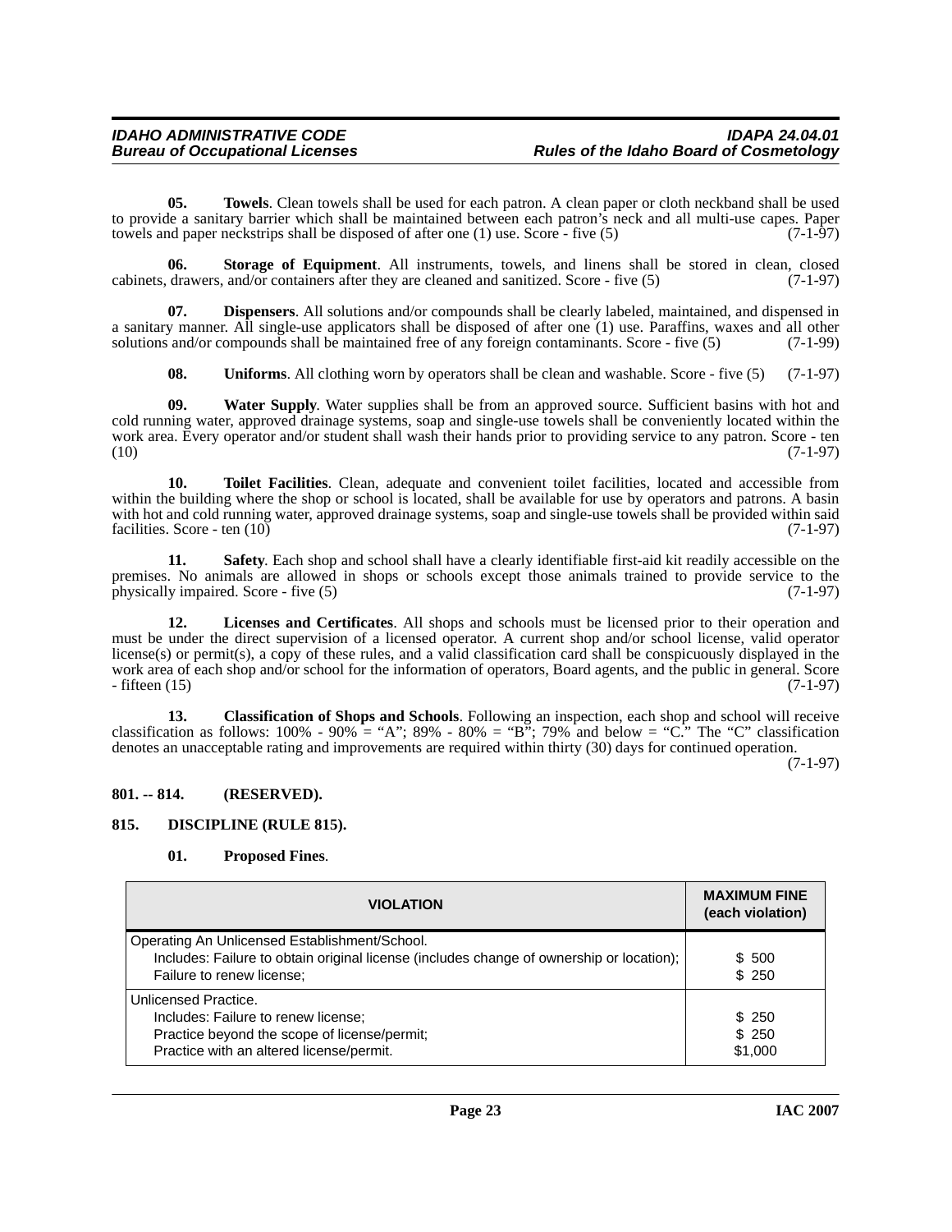**05. Towels**. Clean towels shall be used for each patron. A clean paper or cloth neckband shall be used to provide a sanitary barrier which shall be maintained between each patron's neck and all multi-use capes. Paper towels and paper neckstrips shall be disposed of after one (1) use. Score - five (5) (7-1-97)

**06. Storage of Equipment**. All instruments, towels, and linens shall be stored in clean, closed cabinets, drawers, and/or containers after they are cleaned and sanitized. Score - five (5) (7-1-97)

**07. Dispensers**. All solutions and/or compounds shall be clearly labeled, maintained, and dispensed in a sanitary manner. All single-use applicators shall be disposed of after one (1) use. Paraffins, waxes and all other solutions and/or compounds shall be maintained free of any foreign contaminants. Score - five (5) (7-1-99)

**08. Uniforms**. All clothing worn by operators shall be clean and washable. Score - five (5) (7-1-97)

**09. Water Supply**. Water supplies shall be from an approved source. Sufficient basins with hot and cold running water, approved drainage systems, soap and single-use towels shall be conveniently located within the work area. Every operator and/or student shall wash their hands prior to providing service to any patron. Score - ten (10) (7-1-97)

**10. Toilet Facilities**. Clean, adequate and convenient toilet facilities, located and accessible from within the building where the shop or school is located, shall be available for use by operators and patrons. A basin with hot and cold running water, approved drainage systems, soap and single-use towels shall be provided within said facilities. Score - ten (10) (7-1-97)

**11. Safety**. Each shop and school shall have a clearly identifiable first-aid kit readily accessible on the premises. No animals are allowed in shops or schools except those animals trained to provide service to the physically impaired. Score - five (5) (7-1-97)

**12. Licenses and Certificates**. All shops and schools must be licensed prior to their operation and must be under the direct supervision of a licensed operator. A current shop and/or school license, valid operator license(s) or permit(s), a copy of these rules, and a valid classification card shall be conspicuously displayed in the work area of each shop and/or school for the information of operators, Board agents, and the public in general. Score - fifteen (15) (7-1-97)

**13. Classification of Shops and Schools**. Following an inspection, each shop and school will receive classification as follows: 100% - 90% = "A"; 89% - 80% = "B"; 79% and below = "C." The "C" classification denotes an unacceptable rating and improvements are required within thirty (30) days for continued operation. (7-1-97)

## 801. -- 814. (RESERVED).

## 815. DISCIPLINE (RULE 815).

**01. Proposed Fines**.

| VIOLATION | MAXIMUM FINE (each violation) |
|---|---|
| Operating An Unlicensed Establishment/School.<br>Includes: Failure to obtain original license (includes change of ownership or location);<br>Failure to renew license; | <br>$ 500<br>$ 250 |
| Unlicensed Practice.<br>Includes: Failure to renew license;<br>Practice beyond the scope of license/permit;<br>Practice with an altered license/permit. | <br>$ 250<br>$ 250<br>$1,000 |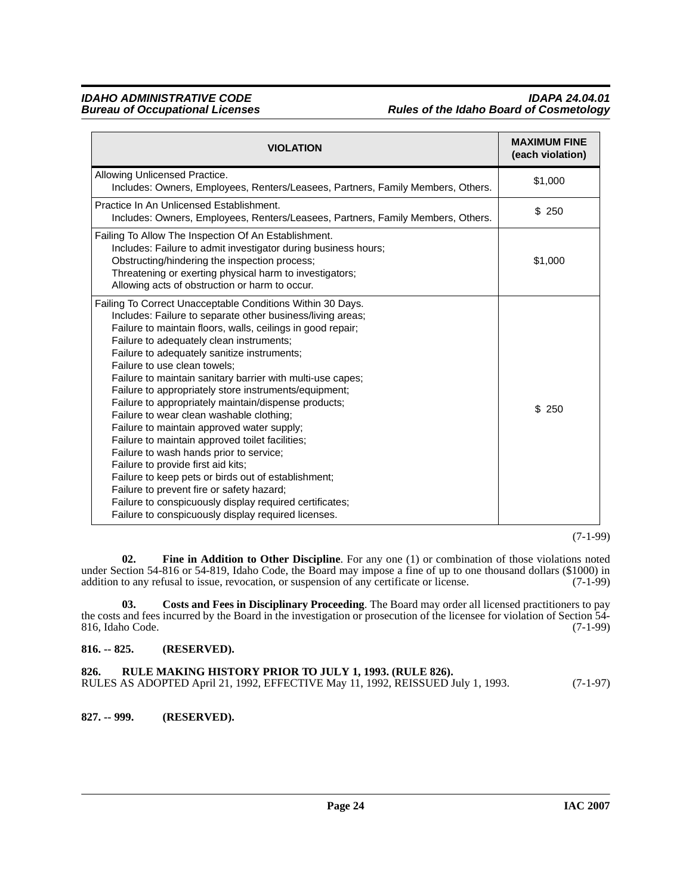| VIOLATION | MAXIMUM FINE (each violation) |
|---|---|
| Allowing Unlicensed Practice.<br>Includes: Owners, Employees, Renters/Leasees, Partners, Family Members, Others. | $1,000 |
| Practice In An Unlicensed Establishment.<br>Includes: Owners, Employees, Renters/Leasees, Partners, Family Members, Others. | $ 250 |
| Failing To Allow The Inspection Of An Establishment.<br>Includes: Failure to admit investigator during business hours;<br>Obstructing/hindering the inspection process;<br>Threatening or exerting physical harm to investigators;<br>Allowing acts of obstruction or harm to occur. | $1,000 |
| Failing To Correct Unacceptable Conditions Within 30 Days.<br>Includes: Failure to separate other business/living areas;<br>Failure to maintain floors, walls, ceilings in good repair;<br>Failure to adequately clean instruments;<br>Failure to adequately sanitize instruments;<br>Failure to use clean towels;<br>Failure to maintain sanitary barrier with multi-use capes;<br>Failure to appropriately store instruments/equipment;<br>Failure to appropriately maintain/dispense products;<br>Failure to wear clean washable clothing;<br>Failure to maintain approved water supply;<br>Failure to maintain approved toilet facilities;<br>Failure to wash hands prior to service;<br>Failure to provide first aid kits;<br>Failure to keep pets or birds out of establishment;<br>Failure to prevent fire or safety hazard;<br>Failure to conspicuously display required certificates;<br>Failure to conspicuously display required licenses. | $ 250 |

(7-1-99)

**02. Fine in Addition to Other Discipline**. For any one (1) or combination of those violations noted under Section 54-816 or 54-819, Idaho Code, the Board may impose a fine of up to one thousand dollars ($1000) in addition to any refusal to issue, revocation, or suspension of any certificate or license. (7-1-99)

**03. Costs and Fees in Disciplinary Proceeding**. The Board may order all licensed practitioners to pay the costs and fees incurred by the Board in the investigation or prosecution of the licensee for violation of Section 54-816, Idaho Code. (7-1-99)

**816. -- 825. (RESERVED).**

**826. RULE MAKING HISTORY PRIOR TO JULY 1, 1993. (RULE 826).**

RULES AS ADOPTED April 21, 1992, EFFECTIVE May 11, 1992, REISSUED July 1, 1993. (7-1-97)

**827. -- 999. (RESERVED).**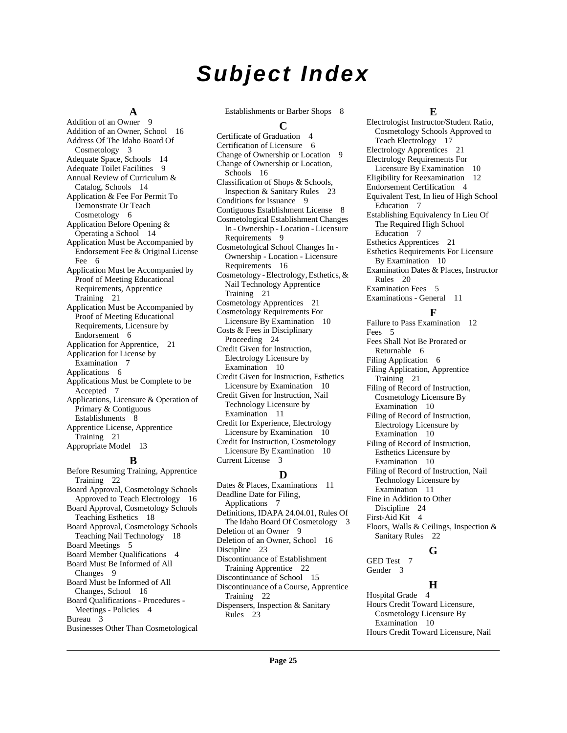# Subject Index

## A

Addition of an Owner 9
Addition of an Owner, School 16
Address Of The Idaho Board Of Cosmetology 3
Adequate Space, Schools 14
Adequate Toilet Facilities 9
Annual Review of Curriculum & Catalog, Schools 14
Application & Fee For Permit To Demonstrate Or Teach Cosmetology 6
Application Before Opening & Operating a School 14
Application Must be Accompanied by Endorsement Fee & Original License Fee 6
Application Must be Accompanied by Proof of Meeting Educational Requirements, Apprentice Training 21
Application Must be Accompanied by Proof of Meeting Educational Requirements, Licensure by Endorsement 6
Application for Apprentice, 21
Application for License by Examination 7
Applications 6
Applications Must be Complete to be Accepted 7
Applications, Licensure & Operation of Primary & Contiguous Establishments 8
Apprentice License, Apprentice Training 21
Appropriate Model 13

## B

Before Resuming Training, Apprentice Training 22
Board Approval, Cosmetology Schools Approved to Teach Electrology 16
Board Approval, Cosmetology Schools Teaching Esthetics 18
Board Approval, Cosmetology Schools Teaching Nail Technology 18
Board Meetings 5
Board Member Qualifications 4
Board Must Be Informed of All Changes 9
Board Must be Informed of All Changes, School 16
Board Qualifications - Procedures - Meetings - Policies 4
Bureau 3
Businesses Other Than Cosmetological Establishments or Barber Shops 8

## C

Certificate of Graduation 4
Certification of Licensure 6
Change of Ownership or Location 9
Change of Ownership or Location, Schools 16
Classification of Shops & Schools, Inspection & Sanitary Rules 23
Conditions for Issuance 9
Contiguous Establishment License 8
Cosmetological Establishment Changes In - Ownership - Location - Licensure Requirements 9
Cosmetological School Changes In - Ownership - Location - Licensure Requirements 16
Cosmetology - Electrology, Esthetics, & Nail Technology Apprentice Training 21
Cosmetology Apprentices 21
Cosmetology Requirements For Licensure By Examination 10
Costs & Fees in Disciplinary Proceeding 24
Credit Given for Instruction, Electrology Licensure by Examination 10
Credit Given for Instruction, Esthetics Licensure by Examination 10
Credit Given for Instruction, Nail Technology Licensure by Examination 11
Credit for Experience, Electrology Licensure by Examination 10
Credit for Instruction, Cosmetology Licensure By Examination 10
Current License 3

## D

Dates & Places, Examinations 11
Deadline Date for Filing, Applications 7
Definitions, IDAPA 24.04.01, Rules Of The Idaho Board Of Cosmetology 3
Deletion of an Owner 9
Deletion of an Owner, School 16
Discipline 23
Discontinuance of Establishment Training Apprentice 22
Discontinuance of School 15
Discontinuance of a Course, Apprentice Training 22
Dispensers, Inspection & Sanitary Rules 23

## E

Electrologist Instructor/Student Ratio, Cosmetology Schools Approved to Teach Electrology 17
Electrology Apprentices 21
Electrology Requirements For Licensure By Examination 10
Eligibility for Reexamination 12
Endorsement Certification 4
Equivalent Test, In lieu of High School Education 7
Establishing Equivalency In Lieu Of The Required High School Education 7
Esthetics Apprentices 21
Esthetics Requirements For Licensure By Examination 10
Examination Dates & Places, Instructor Rules 20
Examination Fees 5
Examinations - General 11

## F

Failure to Pass Examination 12
Fees 5
Fees Shall Not Be Prorated or Returnable 6
Filing Application 6
Filing Application, Apprentice Training 21
Filing of Record of Instruction, Cosmetology Licensure By Examination 10
Filing of Record of Instruction, Electrology Licensure by Examination 10
Filing of Record of Instruction, Esthetics Licensure by Examination 10
Filing of Record of Instruction, Nail Technology Licensure by Examination 11
Fine in Addition to Other Discipline 24
First-Aid Kit 4
Floors, Walls & Ceilings, Inspection & Sanitary Rules 22

## G

GED Test 7
Gender 3

## H

Hospital Grade 4
Hours Credit Toward Licensure, Cosmetology Licensure By Examination 10
Hours Credit Toward Licensure, Nail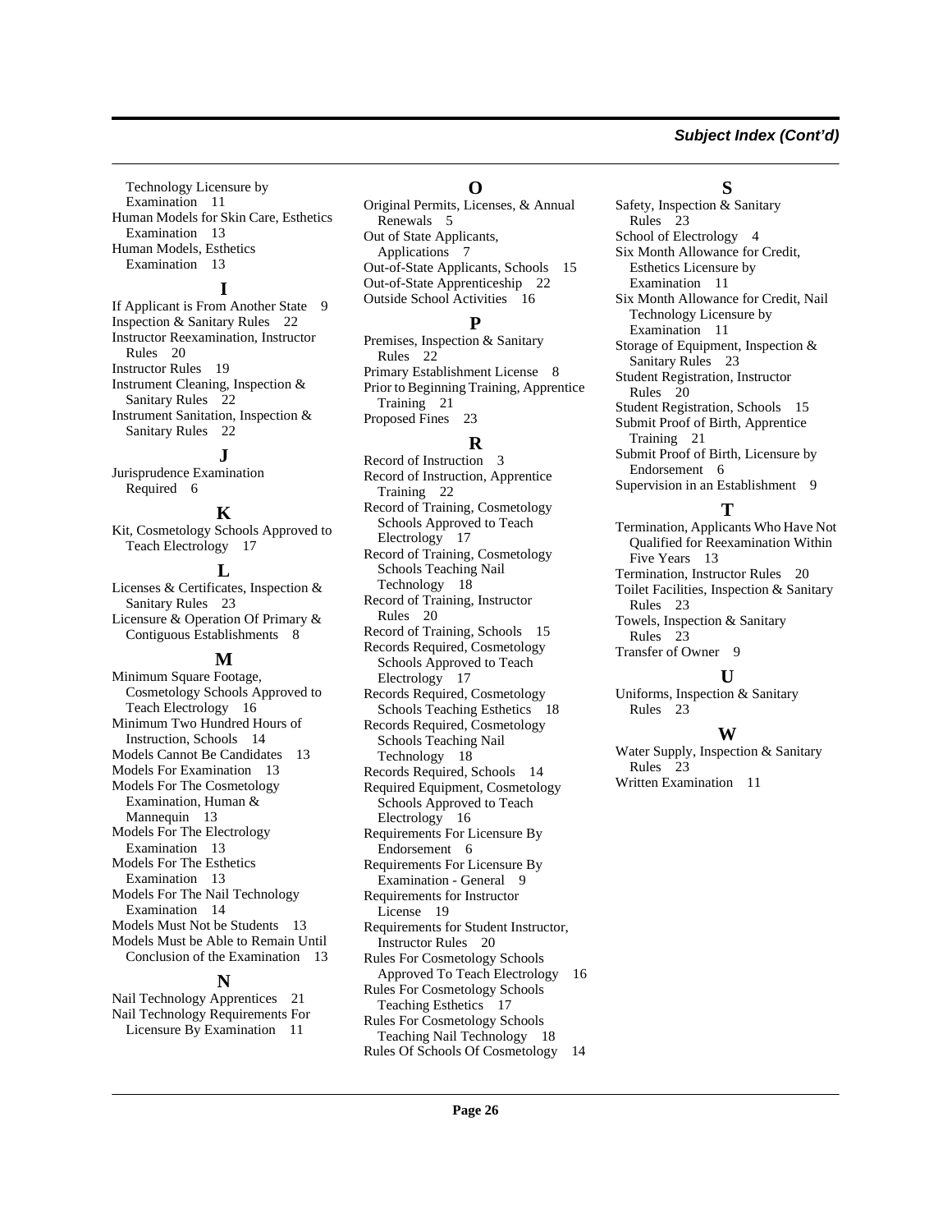## Subject Index (Cont'd)

Technology Licensure by Examination 11
Human Models for Skin Care, Esthetics Examination 13
Human Models, Esthetics Examination 13

### I

If Applicant is From Another State 9
Inspection & Sanitary Rules 22
Instructor Reexamination, Instructor Rules 20
Instructor Rules 19
Instrument Cleaning, Inspection & Sanitary Rules 22
Instrument Sanitation, Inspection & Sanitary Rules 22

### J

Jurisprudence Examination Required 6

### K

Kit, Cosmetology Schools Approved to Teach Electrology 17

### L

Licenses & Certificates, Inspection & Sanitary Rules 23
Licensure & Operation Of Primary & Contiguous Establishments 8

### M

Minimum Square Footage, Cosmetology Schools Approved to Teach Electrology 16
Minimum Two Hundred Hours of Instruction, Schools 14
Models Cannot Be Candidates 13
Models For Examination 13
Models For The Cosmetology Examination, Human & Mannequin 13
Models For The Electrology Examination 13
Models For The Esthetics Examination 13
Models For The Nail Technology Examination 14
Models Must Not be Students 13
Models Must be Able to Remain Until Conclusion of the Examination 13

### N

Nail Technology Apprentices 21
Nail Technology Requirements For Licensure By Examination 11

### O

Original Permits, Licenses, & Annual Renewals 5
Out of State Applicants, Applications 7
Out-of-State Applicants, Schools 15
Out-of-State Apprenticeship 22
Outside School Activities 16

### P

Premises, Inspection & Sanitary Rules 22
Primary Establishment License 8
Prior to Beginning Training, Apprentice Training 21
Proposed Fines 23

### R

Record of Instruction 3
Record of Instruction, Apprentice Training 22
Record of Training, Cosmetology Schools Approved to Teach Electrology 17
Record of Training, Cosmetology Schools Teaching Nail Technology 18
Record of Training, Instructor Rules 20
Record of Training, Schools 15
Records Required, Cosmetology Schools Approved to Teach Electrology 17
Records Required, Cosmetology Schools Teaching Esthetics 18
Records Required, Cosmetology Schools Teaching Nail Technology 18
Records Required, Schools 14
Required Equipment, Cosmetology Schools Approved to Teach Electrology 16
Requirements For Licensure By Endorsement 6
Requirements For Licensure By Examination - General 9
Requirements for Instructor License 19
Requirements for Student Instructor, Instructor Rules 20
Rules For Cosmetology Schools Approved To Teach Electrology 16
Rules For Cosmetology Schools Teaching Esthetics 17
Rules For Cosmetology Schools Teaching Nail Technology 18
Rules Of Schools Of Cosmetology 14

### S

Safety, Inspection & Sanitary Rules 23
School of Electrology 4
Six Month Allowance for Credit, Esthetics Licensure by Examination 11
Six Month Allowance for Credit, Nail Technology Licensure by Examination 11
Storage of Equipment, Inspection & Sanitary Rules 23
Student Registration, Instructor Rules 20
Student Registration, Schools 15
Submit Proof of Birth, Apprentice Training 21
Submit Proof of Birth, Licensure by Endorsement 6
Supervision in an Establishment 9

### T

Termination, Applicants Who Have Not Qualified for Reexamination Within Five Years 13
Termination, Instructor Rules 20
Toilet Facilities, Inspection & Sanitary Rules 23
Towels, Inspection & Sanitary Rules 23
Transfer of Owner 9

### U

Uniforms, Inspection & Sanitary Rules 23

### W

Water Supply, Inspection & Sanitary Rules 23
Written Examination 11